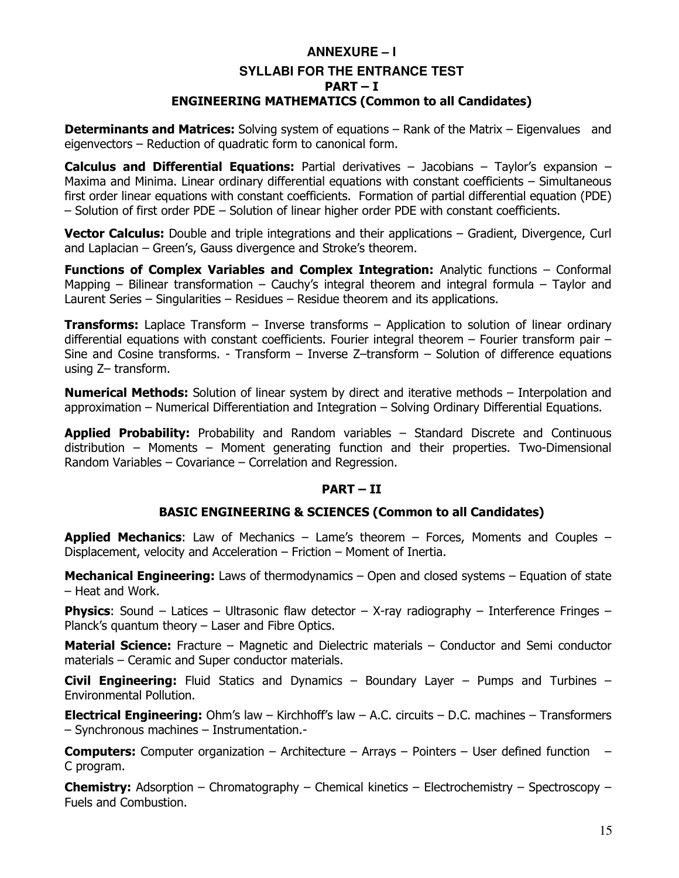# ANNEXURE – I

## SYLLABI FOR THE ENTRANCE TEST

## PART – I

## ENGINEERING MATHEMATICS (Common to all Candidates)

**Determinants and Matrices:** Solving system of equations – Rank of the Matrix – Eigenvalues and eigenvectors – Reduction of quadratic form to canonical form.

**Calculus and Differential Equations:** Partial derivatives – Jacobians – Taylor's expansion – Maxima and Minima. Linear ordinary differential equations with constant coefficients – Simultaneous first order linear equations with constant coefficients. Formation of partial differential equation (PDE) – Solution of first order PDE – Solution of linear higher order PDE with constant coefficients.

**Vector Calculus:** Double and triple integrations and their applications – Gradient, Divergence, Curl and Laplacian – Green's, Gauss divergence and Stroke's theorem.

**Functions of Complex Variables and Complex Integration:** Analytic functions – Conformal Mapping – Bilinear transformation – Cauchy's integral theorem and integral formula – Taylor and Laurent Series – Singularities – Residues – Residue theorem and its applications.

**Transforms:** Laplace Transform – Inverse transforms – Application to solution of linear ordinary differential equations with constant coefficients. Fourier integral theorem – Fourier transform pair – Sine and Cosine transforms. - Transform – Inverse Z–transform – Solution of difference equations using Z– transform.

**Numerical Methods:** Solution of linear system by direct and iterative methods – Interpolation and approximation – Numerical Differentiation and Integration – Solving Ordinary Differential Equations.

**Applied Probability:** Probability and Random variables – Standard Discrete and Continuous distribution – Moments – Moment generating function and their properties. Two-Dimensional Random Variables – Covariance – Correlation and Regression.

## PART – II

## BASIC ENGINEERING & SCIENCES (Common to all Candidates)

**Applied Mechanics**: Law of Mechanics – Lame's theorem – Forces, Moments and Couples – Displacement, velocity and Acceleration – Friction – Moment of Inertia.

**Mechanical Engineering:** Laws of thermodynamics – Open and closed systems – Equation of state – Heat and Work.

**Physics**: Sound – Latices – Ultrasonic flaw detector – X-ray radiography – Interference Fringes – Planck's quantum theory – Laser and Fibre Optics.

**Material Science:** Fracture – Magnetic and Dielectric materials – Conductor and Semi conductor materials – Ceramic and Super conductor materials.

**Civil Engineering:** Fluid Statics and Dynamics – Boundary Layer – Pumps and Turbines – Environmental Pollution.

**Electrical Engineering:** Ohm's law – Kirchhoff's law – A.C. circuits – D.C. machines – Transformers – Synchronous machines – Instrumentation.-

**Computers:** Computer organization – Architecture – Arrays – Pointers – User defined function – C program.

**Chemistry:** Adsorption – Chromatography – Chemical kinetics – Electrochemistry – Spectroscopy – Fuels and Combustion.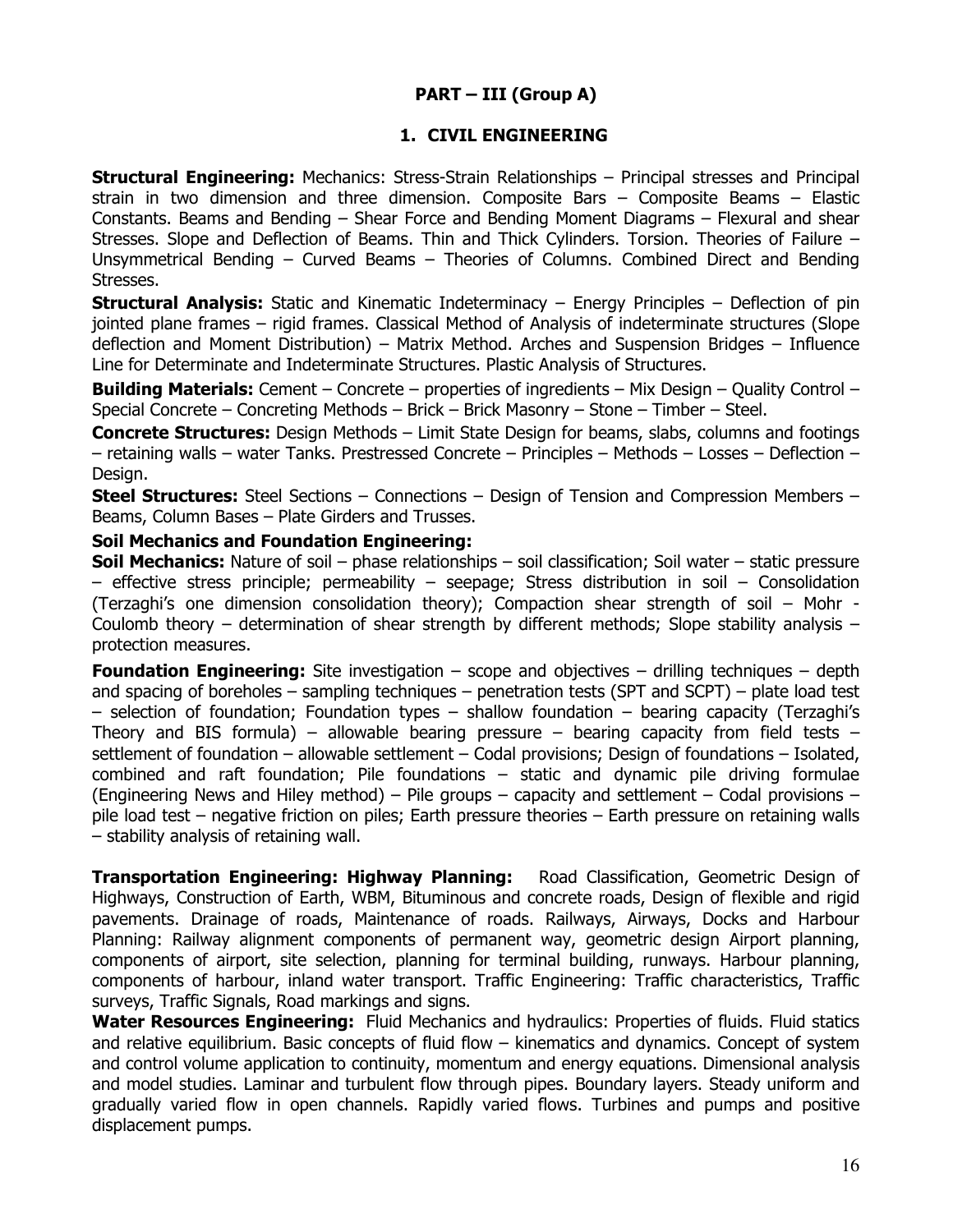## PART – III (Group A)

### 1. CIVIL ENGINEERING

**Structural Engineering:** Mechanics: Stress-Strain Relationships – Principal stresses and Principal strain in two dimension and three dimension. Composite Bars – Composite Beams – Elastic Constants. Beams and Bending – Shear Force and Bending Moment Diagrams – Flexural and shear Stresses. Slope and Deflection of Beams. Thin and Thick Cylinders. Torsion. Theories of Failure – Unsymmetrical Bending – Curved Beams – Theories of Columns. Combined Direct and Bending Stresses.

**Structural Analysis:** Static and Kinematic Indeterminacy – Energy Principles – Deflection of pin jointed plane frames – rigid frames. Classical Method of Analysis of indeterminate structures (Slope deflection and Moment Distribution) – Matrix Method. Arches and Suspension Bridges – Influence Line for Determinate and Indeterminate Structures. Plastic Analysis of Structures.

**Building Materials:** Cement – Concrete – properties of ingredients – Mix Design – Quality Control – Special Concrete – Concreting Methods – Brick – Brick Masonry – Stone – Timber – Steel.

**Concrete Structures:** Design Methods – Limit State Design for beams, slabs, columns and footings – retaining walls – water Tanks. Prestressed Concrete – Principles – Methods – Losses – Deflection – Design.

**Steel Structures:** Steel Sections – Connections – Design of Tension and Compression Members – Beams, Column Bases – Plate Girders and Trusses.

**Soil Mechanics and Foundation Engineering:**

**Soil Mechanics:** Nature of soil – phase relationships – soil classification; Soil water – static pressure – effective stress principle; permeability – seepage; Stress distribution in soil – Consolidation (Terzaghi's one dimension consolidation theory); Compaction shear strength of soil – Mohr - Coulomb theory – determination of shear strength by different methods; Slope stability analysis – protection measures.

**Foundation Engineering:** Site investigation – scope and objectives – drilling techniques – depth and spacing of boreholes – sampling techniques – penetration tests (SPT and SCPT) – plate load test – selection of foundation; Foundation types – shallow foundation – bearing capacity (Terzaghi's Theory and BIS formula) – allowable bearing pressure – bearing capacity from field tests – settlement of foundation – allowable settlement – Codal provisions; Design of foundations – Isolated, combined and raft foundation; Pile foundations – static and dynamic pile driving formulae (Engineering News and Hiley method) – Pile groups – capacity and settlement – Codal provisions – pile load test – negative friction on piles; Earth pressure theories – Earth pressure on retaining walls – stability analysis of retaining wall.

**Transportation Engineering: Highway Planning:** Road Classification, Geometric Design of Highways, Construction of Earth, WBM, Bituminous and concrete roads, Design of flexible and rigid pavements. Drainage of roads, Maintenance of roads. Railways, Airways, Docks and Harbour Planning: Railway alignment components of permanent way, geometric design Airport planning, components of airport, site selection, planning for terminal building, runways. Harbour planning, components of harbour, inland water transport. Traffic Engineering: Traffic characteristics, Traffic surveys, Traffic Signals, Road markings and signs.

**Water Resources Engineering:** Fluid Mechanics and hydraulics: Properties of fluids. Fluid statics and relative equilibrium. Basic concepts of fluid flow – kinematics and dynamics. Concept of system and control volume application to continuity, momentum and energy equations. Dimensional analysis and model studies. Laminar and turbulent flow through pipes. Boundary layers. Steady uniform and gradually varied flow in open channels. Rapidly varied flows. Turbines and pumps and positive displacement pumps.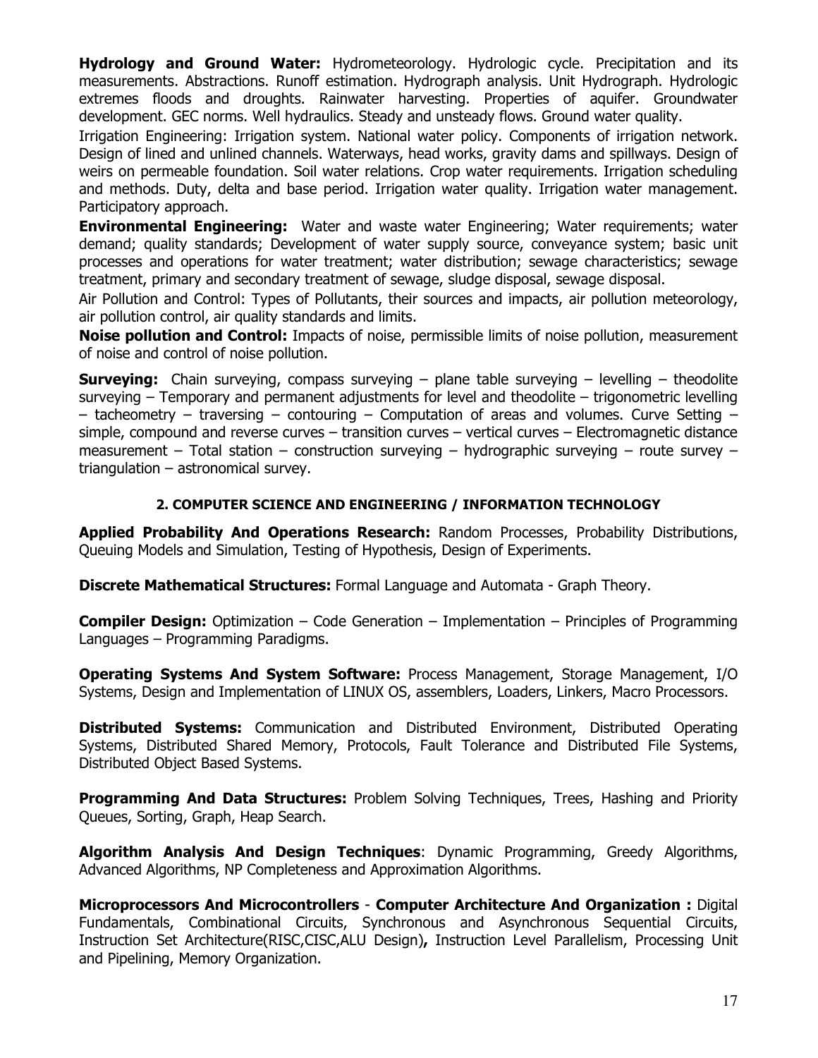**Hydrology and Ground Water:** Hydrometeorology. Hydrologic cycle. Precipitation and its measurements. Abstractions. Runoff estimation. Hydrograph analysis. Unit Hydrograph. Hydrologic extremes floods and droughts. Rainwater harvesting. Properties of aquifer. Groundwater development. GEC norms. Well hydraulics. Steady and unsteady flows. Ground water quality.

Irrigation Engineering: Irrigation system. National water policy. Components of irrigation network. Design of lined and unlined channels. Waterways, head works, gravity dams and spillways. Design of weirs on permeable foundation. Soil water relations. Crop water requirements. Irrigation scheduling and methods. Duty, delta and base period. Irrigation water quality. Irrigation water management. Participatory approach.

**Environmental Engineering:** Water and waste water Engineering; Water requirements; water demand; quality standards; Development of water supply source, conveyance system; basic unit processes and operations for water treatment; water distribution; sewage characteristics; sewage treatment, primary and secondary treatment of sewage, sludge disposal, sewage disposal.

Air Pollution and Control: Types of Pollutants, their sources and impacts, air pollution meteorology, air pollution control, air quality standards and limits.

**Noise pollution and Control:** Impacts of noise, permissible limits of noise pollution, measurement of noise and control of noise pollution.

**Surveying:** Chain surveying, compass surveying – plane table surveying – levelling – theodolite surveying – Temporary and permanent adjustments for level and theodolite – trigonometric levelling – tacheometry – traversing – contouring – Computation of areas and volumes. Curve Setting – simple, compound and reverse curves – transition curves – vertical curves – Electromagnetic distance measurement – Total station – construction surveying – hydrographic surveying – route survey – triangulation – astronomical survey.

## 2. COMPUTER SCIENCE AND ENGINEERING / INFORMATION TECHNOLOGY

**Applied Probability And Operations Research:** Random Processes, Probability Distributions, Queuing Models and Simulation, Testing of Hypothesis, Design of Experiments.

**Discrete Mathematical Structures:** Formal Language and Automata - Graph Theory.

**Compiler Design:** Optimization – Code Generation – Implementation – Principles of Programming Languages – Programming Paradigms.

**Operating Systems And System Software:** Process Management, Storage Management, I/O Systems, Design and Implementation of LINUX OS, assemblers, Loaders, Linkers, Macro Processors.

**Distributed Systems:** Communication and Distributed Environment, Distributed Operating Systems, Distributed Shared Memory, Protocols, Fault Tolerance and Distributed File Systems, Distributed Object Based Systems.

**Programming And Data Structures:** Problem Solving Techniques, Trees, Hashing and Priority Queues, Sorting, Graph, Heap Search.

**Algorithm Analysis And Design Techniques**: Dynamic Programming, Greedy Algorithms, Advanced Algorithms, NP Completeness and Approximation Algorithms.

**Microprocessors And Microcontrollers** - **Computer Architecture And Organization :** Digital Fundamentals, Combinational Circuits, Synchronous and Asynchronous Sequential Circuits, Instruction Set Architecture(RISC,CISC,ALU Design)**,** Instruction Level Parallelism, Processing Unit and Pipelining, Memory Organization.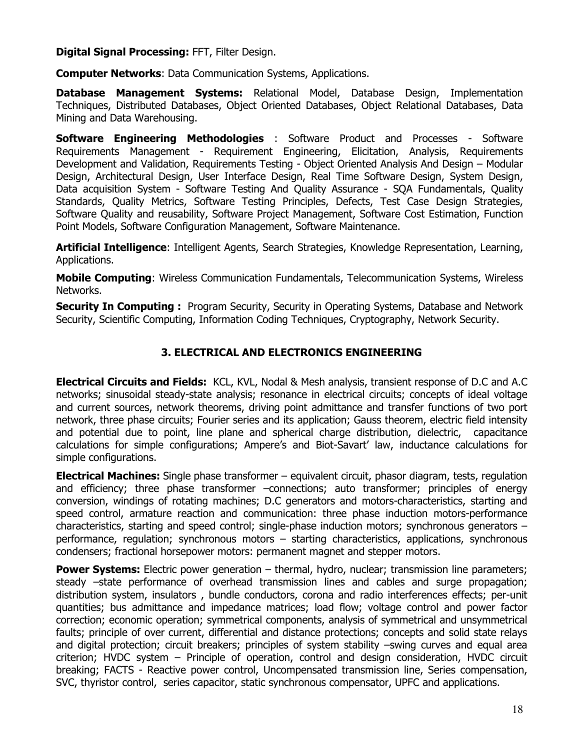**Digital Signal Processing:** FFT, Filter Design.

**Computer Networks**: Data Communication Systems, Applications.

**Database Management Systems:** Relational Model, Database Design, Implementation Techniques, Distributed Databases, Object Oriented Databases, Object Relational Databases, Data Mining and Data Warehousing.

**Software Engineering Methodologies** : Software Product and Processes - Software Requirements Management - Requirement Engineering, Elicitation, Analysis, Requirements Development and Validation, Requirements Testing - Object Oriented Analysis And Design – Modular Design, Architectural Design, User Interface Design, Real Time Software Design, System Design, Data acquisition System - Software Testing And Quality Assurance - SQA Fundamentals, Quality Standards, Quality Metrics, Software Testing Principles, Defects, Test Case Design Strategies, Software Quality and reusability, Software Project Management, Software Cost Estimation, Function Point Models, Software Configuration Management, Software Maintenance.

**Artificial Intelligence**: Intelligent Agents, Search Strategies, Knowledge Representation, Learning, Applications.

**Mobile Computing**: Wireless Communication Fundamentals, Telecommunication Systems, Wireless Networks.

**Security In Computing :** Program Security, Security in Operating Systems, Database and Network Security, Scientific Computing, Information Coding Techniques, Cryptography, Network Security.

## 3. ELECTRICAL AND ELECTRONICS ENGINEERING

**Electrical Circuits and Fields:** KCL, KVL, Nodal & Mesh analysis, transient response of D.C and A.C networks; sinusoidal steady-state analysis; resonance in electrical circuits; concepts of ideal voltage and current sources, network theorems, driving point admittance and transfer functions of two port network, three phase circuits; Fourier series and its application; Gauss theorem, electric field intensity and potential due to point, line plane and spherical charge distribution, dielectric, capacitance calculations for simple configurations; Ampere's and Biot-Savart' law, inductance calculations for simple configurations.

**Electrical Machines:** Single phase transformer – equivalent circuit, phasor diagram, tests, regulation and efficiency; three phase transformer –connections; auto transformer; principles of energy conversion, windings of rotating machines; D.C generators and motors-characteristics, starting and speed control, armature reaction and communication: three phase induction motors-performance characteristics, starting and speed control; single-phase induction motors; synchronous generators – performance, regulation; synchronous motors – starting characteristics, applications, synchronous condensers; fractional horsepower motors: permanent magnet and stepper motors.

**Power Systems:** Electric power generation – thermal, hydro, nuclear; transmission line parameters; steady –state performance of overhead transmission lines and cables and surge propagation; distribution system, insulators , bundle conductors, corona and radio interferences effects; per-unit quantities; bus admittance and impedance matrices; load flow; voltage control and power factor correction; economic operation; symmetrical components, analysis of symmetrical and unsymmetrical faults; principle of over current, differential and distance protections; concepts and solid state relays and digital protection; circuit breakers; principles of system stability –swing curves and equal area criterion; HVDC system – Principle of operation, control and design consideration, HVDC circuit breaking; FACTS - Reactive power control, Uncompensated transmission line, Series compensation, SVC, thyristor control, series capacitor, static synchronous compensator, UPFC and applications.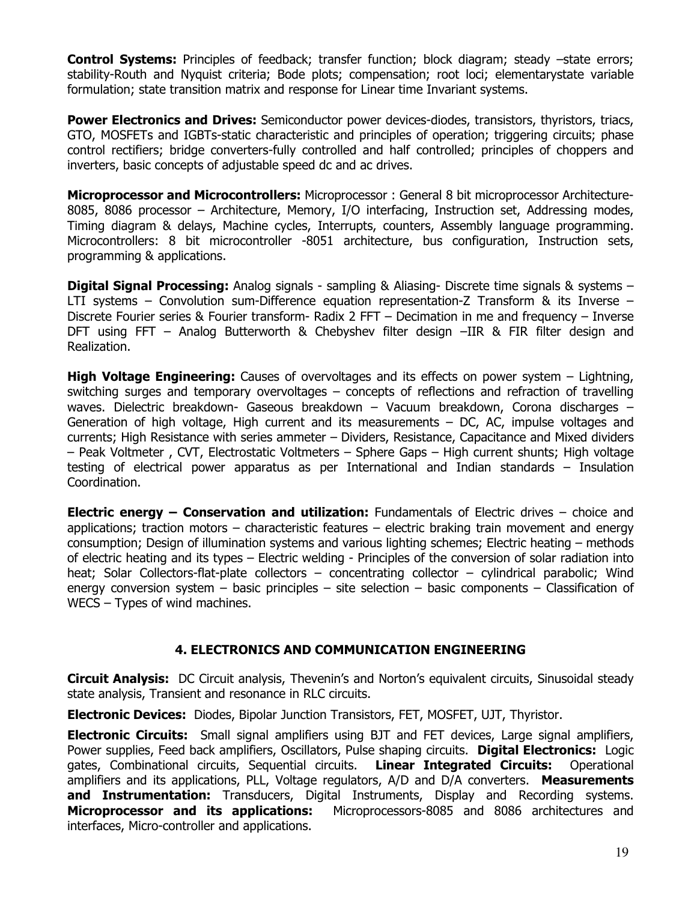**Control Systems:** Principles of feedback; transfer function; block diagram; steady –state errors; stability-Routh and Nyquist criteria; Bode plots; compensation; root loci; elementarystate variable formulation; state transition matrix and response for Linear time Invariant systems.

**Power Electronics and Drives:** Semiconductor power devices-diodes, transistors, thyristors, triacs, GTO, MOSFETs and IGBTs-static characteristic and principles of operation; triggering circuits; phase control rectifiers; bridge converters-fully controlled and half controlled; principles of choppers and inverters, basic concepts of adjustable speed dc and ac drives.

**Microprocessor and Microcontrollers:** Microprocessor : General 8 bit microprocessor Architecture-8085, 8086 processor – Architecture, Memory, I/O interfacing, Instruction set, Addressing modes, Timing diagram & delays, Machine cycles, Interrupts, counters, Assembly language programming. Microcontrollers: 8 bit microcontroller -8051 architecture, bus configuration, Instruction sets, programming & applications.

**Digital Signal Processing:** Analog signals - sampling & Aliasing- Discrete time signals & systems – LTI systems – Convolution sum-Difference equation representation-Z Transform & its Inverse – Discrete Fourier series & Fourier transform- Radix 2 FFT – Decimation in me and frequency – Inverse DFT using FFT – Analog Butterworth & Chebyshev filter design –IIR & FIR filter design and Realization.

**High Voltage Engineering:** Causes of overvoltages and its effects on power system – Lightning, switching surges and temporary overvoltages – concepts of reflections and refraction of travelling waves. Dielectric breakdown- Gaseous breakdown – Vacuum breakdown, Corona discharges – Generation of high voltage, High current and its measurements – DC, AC, impulse voltages and currents; High Resistance with series ammeter – Dividers, Resistance, Capacitance and Mixed dividers – Peak Voltmeter , CVT, Electrostatic Voltmeters – Sphere Gaps – High current shunts; High voltage testing of electrical power apparatus as per International and Indian standards – Insulation Coordination.

**Electric energy – Conservation and utilization:** Fundamentals of Electric drives – choice and applications; traction motors – characteristic features – electric braking train movement and energy consumption; Design of illumination systems and various lighting schemes; Electric heating – methods of electric heating and its types – Electric welding - Principles of the conversion of solar radiation into heat; Solar Collectors-flat-plate collectors – concentrating collector – cylindrical parabolic; Wind energy conversion system – basic principles – site selection – basic components – Classification of WECS – Types of wind machines.

## 4. ELECTRONICS AND COMMUNICATION ENGINEERING

**Circuit Analysis:** DC Circuit analysis, Thevenin's and Norton's equivalent circuits, Sinusoidal steady state analysis, Transient and resonance in RLC circuits.

**Electronic Devices:** Diodes, Bipolar Junction Transistors, FET, MOSFET, UJT, Thyristor.

**Electronic Circuits:** Small signal amplifiers using BJT and FET devices, Large signal amplifiers, Power supplies, Feed back amplifiers, Oscillators, Pulse shaping circuits. **Digital Electronics:** Logic gates, Combinational circuits, Sequential circuits. **Linear Integrated Circuits:** Operational amplifiers and its applications, PLL, Voltage regulators, A/D and D/A converters. **Measurements and Instrumentation:** Transducers, Digital Instruments, Display and Recording systems. **Microprocessor and its applications:** Microprocessors-8085 and 8086 architectures and interfaces, Micro-controller and applications.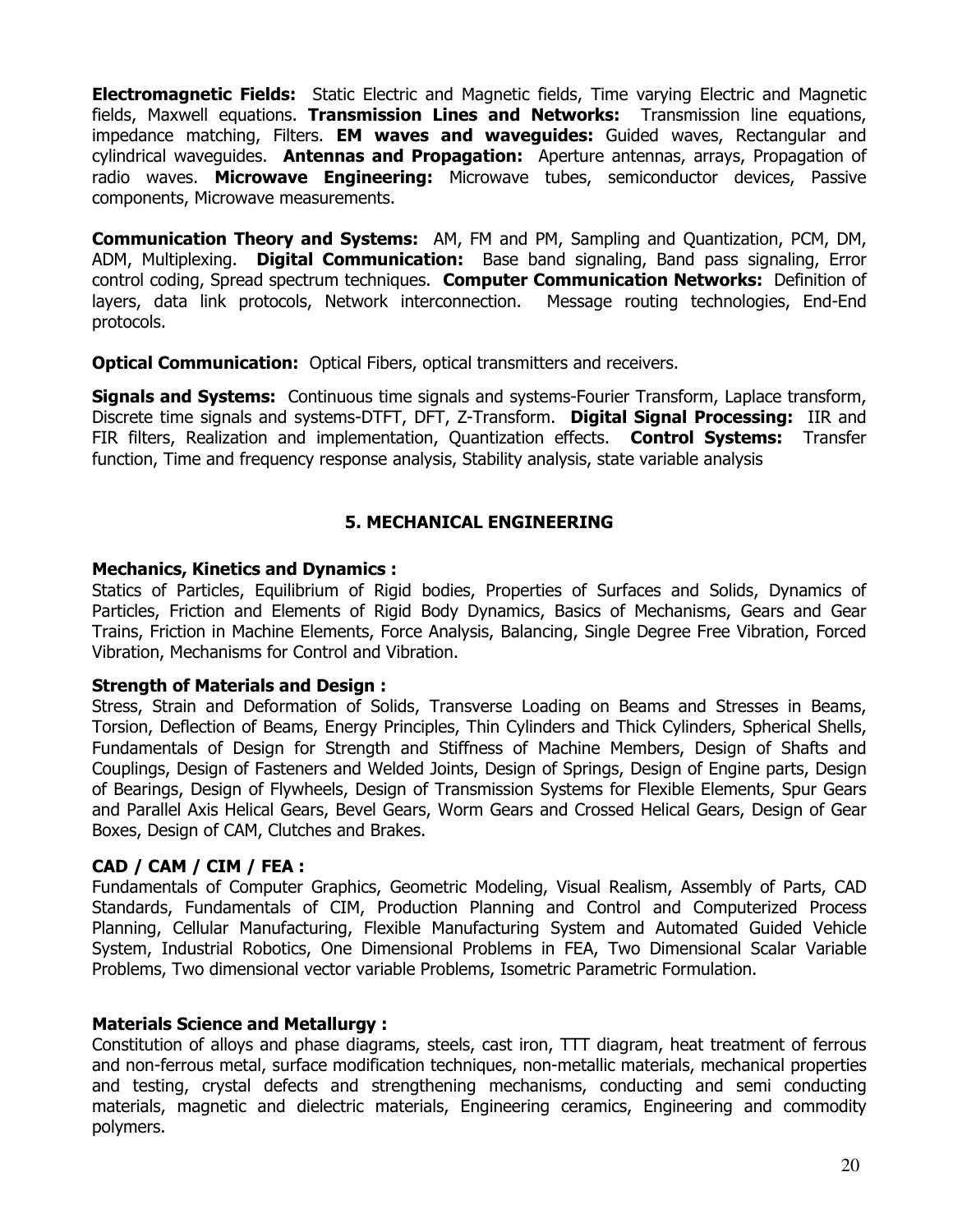**Electromagnetic Fields:** Static Electric and Magnetic fields, Time varying Electric and Magnetic fields, Maxwell equations. **Transmission Lines and Networks:** Transmission line equations, impedance matching, Filters. **EM waves and waveguides:** Guided waves, Rectangular and cylindrical waveguides. **Antennas and Propagation:** Aperture antennas, arrays, Propagation of radio waves. **Microwave Engineering:** Microwave tubes, semiconductor devices, Passive components, Microwave measurements.

**Communication Theory and Systems:** AM, FM and PM, Sampling and Quantization, PCM, DM, ADM, Multiplexing. **Digital Communication:** Base band signaling, Band pass signaling, Error control coding, Spread spectrum techniques. **Computer Communication Networks:** Definition of layers, data link protocols, Network interconnection. Message routing technologies, End-End protocols.

**Optical Communication:** Optical Fibers, optical transmitters and receivers.

**Signals and Systems:** Continuous time signals and systems-Fourier Transform, Laplace transform, Discrete time signals and systems-DTFT, DFT, Z-Transform. **Digital Signal Processing:** IIR and FIR filters, Realization and implementation, Quantization effects. **Control Systems:** Transfer function, Time and frequency response analysis, Stability analysis, state variable analysis

## 5. MECHANICAL ENGINEERING

**Mechanics, Kinetics and Dynamics :**

Statics of Particles, Equilibrium of Rigid bodies, Properties of Surfaces and Solids, Dynamics of Particles, Friction and Elements of Rigid Body Dynamics, Basics of Mechanisms, Gears and Gear Trains, Friction in Machine Elements, Force Analysis, Balancing, Single Degree Free Vibration, Forced Vibration, Mechanisms for Control and Vibration.

**Strength of Materials and Design :**

Stress, Strain and Deformation of Solids, Transverse Loading on Beams and Stresses in Beams, Torsion, Deflection of Beams, Energy Principles, Thin Cylinders and Thick Cylinders, Spherical Shells, Fundamentals of Design for Strength and Stiffness of Machine Members, Design of Shafts and Couplings, Design of Fasteners and Welded Joints, Design of Springs, Design of Engine parts, Design of Bearings, Design of Flywheels, Design of Transmission Systems for Flexible Elements, Spur Gears and Parallel Axis Helical Gears, Bevel Gears, Worm Gears and Crossed Helical Gears, Design of Gear Boxes, Design of CAM, Clutches and Brakes.

**CAD / CAM / CIM / FEA :**

Fundamentals of Computer Graphics, Geometric Modeling, Visual Realism, Assembly of Parts, CAD Standards, Fundamentals of CIM, Production Planning and Control and Computerized Process Planning, Cellular Manufacturing, Flexible Manufacturing System and Automated Guided Vehicle System, Industrial Robotics, One Dimensional Problems in FEA, Two Dimensional Scalar Variable Problems, Two dimensional vector variable Problems, Isometric Parametric Formulation.

**Materials Science and Metallurgy :**

Constitution of alloys and phase diagrams, steels, cast iron, TTT diagram, heat treatment of ferrous and non-ferrous metal, surface modification techniques, non-metallic materials, mechanical properties and testing, crystal defects and strengthening mechanisms, conducting and semi conducting materials, magnetic and dielectric materials, Engineering ceramics, Engineering and commodity polymers.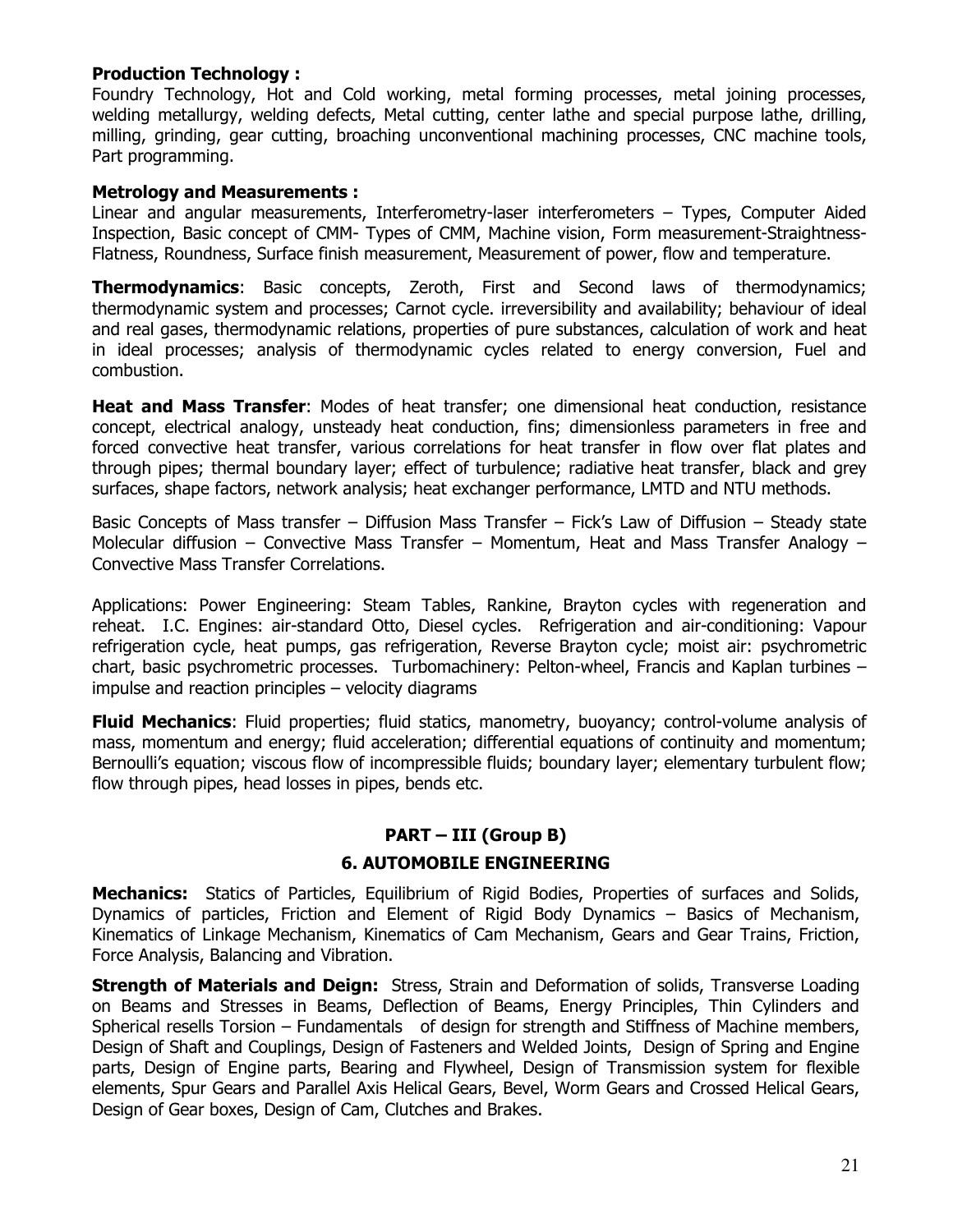**Production Technology :**
Foundry Technology, Hot and Cold working, metal forming processes, metal joining processes, welding metallurgy, welding defects, Metal cutting, center lathe and special purpose lathe, drilling, milling, grinding, gear cutting, broaching unconventional machining processes, CNC machine tools, Part programming.

**Metrology and Measurements :**
Linear and angular measurements, Interferometry-laser interferometers – Types, Computer Aided Inspection, Basic concept of CMM- Types of CMM, Machine vision, Form measurement-Straightness-Flatness, Roundness, Surface finish measurement, Measurement of power, flow and temperature.

**Thermodynamics**: Basic concepts, Zeroth, First and Second laws of thermodynamics; thermodynamic system and processes; Carnot cycle. irreversibility and availability; behaviour of ideal and real gases, thermodynamic relations, properties of pure substances, calculation of work and heat in ideal processes; analysis of thermodynamic cycles related to energy conversion, Fuel and combustion.

**Heat and Mass Transfer**: Modes of heat transfer; one dimensional heat conduction, resistance concept, electrical analogy, unsteady heat conduction, fins; dimensionless parameters in free and forced convective heat transfer, various correlations for heat transfer in flow over flat plates and through pipes; thermal boundary layer; effect of turbulence; radiative heat transfer, black and grey surfaces, shape factors, network analysis; heat exchanger performance, LMTD and NTU methods.

Basic Concepts of Mass transfer – Diffusion Mass Transfer – Fick's Law of Diffusion – Steady state Molecular diffusion – Convective Mass Transfer – Momentum, Heat and Mass Transfer Analogy – Convective Mass Transfer Correlations.

Applications: Power Engineering: Steam Tables, Rankine, Brayton cycles with regeneration and reheat. I.C. Engines: air-standard Otto, Diesel cycles. Refrigeration and air-conditioning: Vapour refrigeration cycle, heat pumps, gas refrigeration, Reverse Brayton cycle; moist air: psychrometric chart, basic psychrometric processes. Turbomachinery: Pelton-wheel, Francis and Kaplan turbines – impulse and reaction principles – velocity diagrams

**Fluid Mechanics**: Fluid properties; fluid statics, manometry, buoyancy; control-volume analysis of mass, momentum and energy; fluid acceleration; differential equations of continuity and momentum; Bernoulli's equation; viscous flow of incompressible fluids; boundary layer; elementary turbulent flow; flow through pipes, head losses in pipes, bends etc.

## PART – III (Group B)

## 6. AUTOMOBILE ENGINEERING

**Mechanics:** Statics of Particles, Equilibrium of Rigid Bodies, Properties of surfaces and Solids, Dynamics of particles, Friction and Element of Rigid Body Dynamics – Basics of Mechanism, Kinematics of Linkage Mechanism, Kinematics of Cam Mechanism, Gears and Gear Trains, Friction, Force Analysis, Balancing and Vibration.

**Strength of Materials and Deign:** Stress, Strain and Deformation of solids, Transverse Loading on Beams and Stresses in Beams, Deflection of Beams, Energy Principles, Thin Cylinders and Spherical resells Torsion – Fundamentals of design for strength and Stiffness of Machine members, Design of Shaft and Couplings, Design of Fasteners and Welded Joints, Design of Spring and Engine parts, Design of Engine parts, Bearing and Flywheel, Design of Transmission system for flexible elements, Spur Gears and Parallel Axis Helical Gears, Bevel, Worm Gears and Crossed Helical Gears, Design of Gear boxes, Design of Cam, Clutches and Brakes.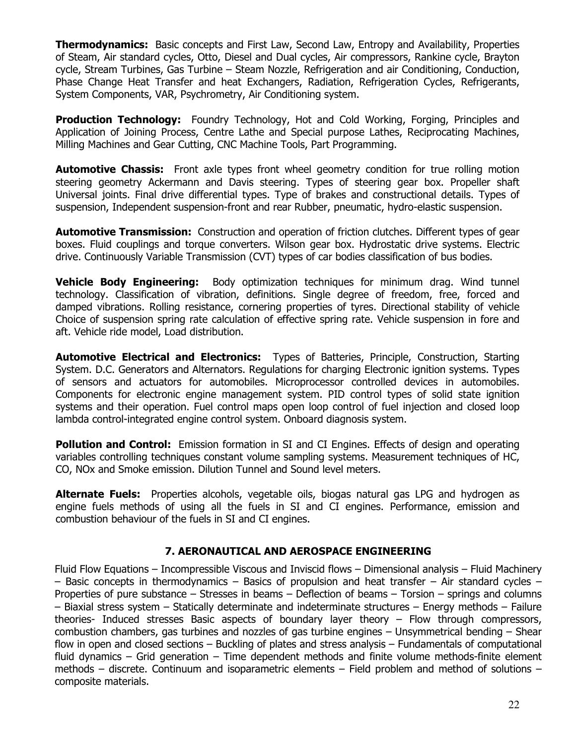**Thermodynamics:** Basic concepts and First Law, Second Law, Entropy and Availability, Properties of Steam, Air standard cycles, Otto, Diesel and Dual cycles, Air compressors, Rankine cycle, Brayton cycle, Stream Turbines, Gas Turbine – Steam Nozzle, Refrigeration and air Conditioning, Conduction, Phase Change Heat Transfer and heat Exchangers, Radiation, Refrigeration Cycles, Refrigerants, System Components, VAR, Psychrometry, Air Conditioning system.

**Production Technology:** Foundry Technology, Hot and Cold Working, Forging, Principles and Application of Joining Process, Centre Lathe and Special purpose Lathes, Reciprocating Machines, Milling Machines and Gear Cutting, CNC Machine Tools, Part Programming.

**Automotive Chassis:** Front axle types front wheel geometry condition for true rolling motion steering geometry Ackermann and Davis steering. Types of steering gear box. Propeller shaft Universal joints. Final drive differential types. Type of brakes and constructional details. Types of suspension, Independent suspension-front and rear Rubber, pneumatic, hydro-elastic suspension.

**Automotive Transmission:** Construction and operation of friction clutches. Different types of gear boxes. Fluid couplings and torque converters. Wilson gear box. Hydrostatic drive systems. Electric drive. Continuously Variable Transmission (CVT) types of car bodies classification of bus bodies.

**Vehicle Body Engineering:** Body optimization techniques for minimum drag. Wind tunnel technology. Classification of vibration, definitions. Single degree of freedom, free, forced and damped vibrations. Rolling resistance, cornering properties of tyres. Directional stability of vehicle Choice of suspension spring rate calculation of effective spring rate. Vehicle suspension in fore and aft. Vehicle ride model, Load distribution.

**Automotive Electrical and Electronics:** Types of Batteries, Principle, Construction, Starting System. D.C. Generators and Alternators. Regulations for charging Electronic ignition systems. Types of sensors and actuators for automobiles. Microprocessor controlled devices in automobiles. Components for electronic engine management system. PID control types of solid state ignition systems and their operation. Fuel control maps open loop control of fuel injection and closed loop lambda control-integrated engine control system. Onboard diagnosis system.

**Pollution and Control:** Emission formation in SI and CI Engines. Effects of design and operating variables controlling techniques constant volume sampling systems. Measurement techniques of HC, CO, NOx and Smoke emission. Dilution Tunnel and Sound level meters.

**Alternate Fuels:** Properties alcohols, vegetable oils, biogas natural gas LPG and hydrogen as engine fuels methods of using all the fuels in SI and CI engines. Performance, emission and combustion behaviour of the fuels in SI and CI engines.

## 7. AERONAUTICAL AND AEROSPACE ENGINEERING

Fluid Flow Equations – Incompressible Viscous and Inviscid flows – Dimensional analysis – Fluid Machinery – Basic concepts in thermodynamics – Basics of propulsion and heat transfer – Air standard cycles – Properties of pure substance – Stresses in beams – Deflection of beams – Torsion – springs and columns – Biaxial stress system – Statically determinate and indeterminate structures – Energy methods – Failure theories- Induced stresses Basic aspects of boundary layer theory – Flow through compressors, combustion chambers, gas turbines and nozzles of gas turbine engines – Unsymmetrical bending – Shear flow in open and closed sections – Buckling of plates and stress analysis – Fundamentals of computational fluid dynamics – Grid generation – Time dependent methods and finite volume methods-finite element methods – discrete. Continuum and isoparametric elements – Field problem and method of solutions – composite materials.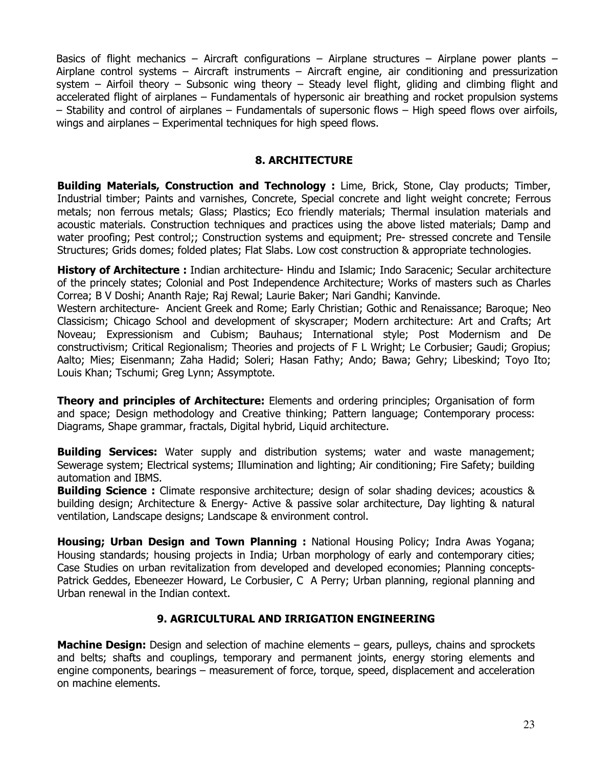Basics of flight mechanics – Aircraft configurations – Airplane structures – Airplane power plants – Airplane control systems – Aircraft instruments – Aircraft engine, air conditioning and pressurization system – Airfoil theory – Subsonic wing theory – Steady level flight, gliding and climbing flight and accelerated flight of airplanes – Fundamentals of hypersonic air breathing and rocket propulsion systems – Stability and control of airplanes – Fundamentals of supersonic flows – High speed flows over airfoils, wings and airplanes – Experimental techniques for high speed flows.

## 8. ARCHITECTURE

**Building Materials, Construction and Technology :** Lime, Brick, Stone, Clay products; Timber, Industrial timber; Paints and varnishes, Concrete, Special concrete and light weight concrete; Ferrous metals; non ferrous metals; Glass; Plastics; Eco friendly materials; Thermal insulation materials and acoustic materials. Construction techniques and practices using the above listed materials; Damp and water proofing; Pest control;; Construction systems and equipment; Pre- stressed concrete and Tensile Structures; Grids domes; folded plates; Flat Slabs. Low cost construction & appropriate technologies.

**History of Architecture :** Indian architecture- Hindu and Islamic; Indo Saracenic; Secular architecture of the princely states; Colonial and Post Independence Architecture; Works of masters such as Charles Correa; B V Doshi; Ananth Raje; Raj Rewal; Laurie Baker; Nari Gandhi; Kanvinde.
Western architecture- Ancient Greek and Rome; Early Christian; Gothic and Renaissance; Baroque; Neo Classicism; Chicago School and development of skyscraper; Modern architecture: Art and Crafts; Art Noveau; Expressionism and Cubism; Bauhaus; International style; Post Modernism and De constructivism; Critical Regionalism; Theories and projects of F L Wright; Le Corbusier; Gaudi; Gropius; Aalto; Mies; Eisenmann; Zaha Hadid; Soleri; Hasan Fathy; Ando; Bawa; Gehry; Libeskind; Toyo Ito; Louis Khan; Tschumi; Greg Lynn; Assymptote.

**Theory and principles of Architecture:** Elements and ordering principles; Organisation of form and space; Design methodology and Creative thinking; Pattern language; Contemporary process: Diagrams, Shape grammar, fractals, Digital hybrid, Liquid architecture.

**Building Services:** Water supply and distribution systems; water and waste management; Sewerage system; Electrical systems; Illumination and lighting; Air conditioning; Fire Safety; building automation and IBMS.
**Building Science :** Climate responsive architecture; design of solar shading devices; acoustics & building design; Architecture & Energy- Active & passive solar architecture, Day lighting & natural ventilation, Landscape designs; Landscape & environment control.

**Housing; Urban Design and Town Planning :** National Housing Policy; Indra Awas Yogana; Housing standards; housing projects in India; Urban morphology of early and contemporary cities; Case Studies on urban revitalization from developed and developed economies; Planning concepts- Patrick Geddes, Ebeneezer Howard, Le Corbusier, C A Perry; Urban planning, regional planning and Urban renewal in the Indian context.

## 9. AGRICULTURAL AND IRRIGATION ENGINEERING

**Machine Design:** Design and selection of machine elements – gears, pulleys, chains and sprockets and belts; shafts and couplings, temporary and permanent joints, energy storing elements and engine components, bearings – measurement of force, torque, speed, displacement and acceleration on machine elements.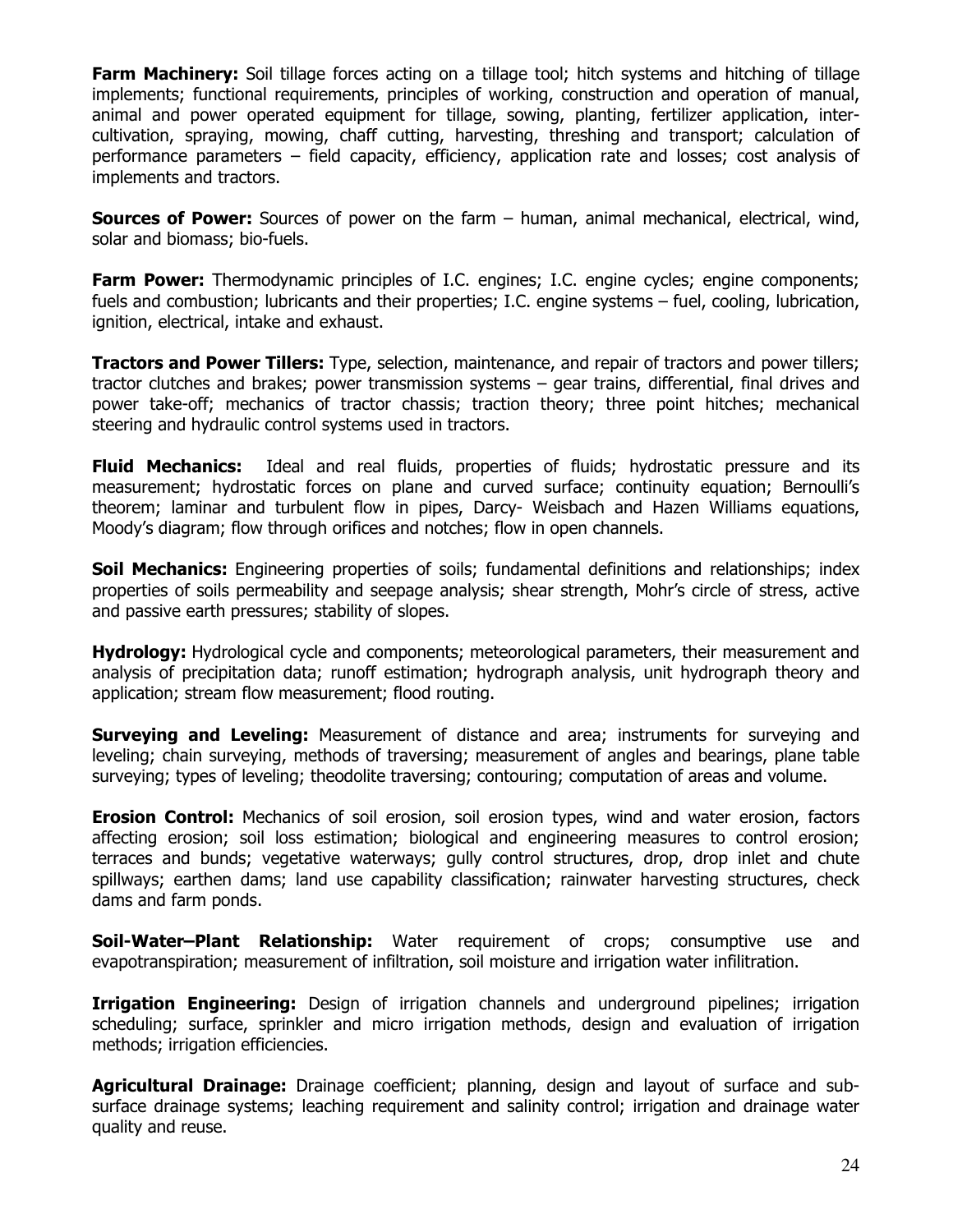**Farm Machinery:** Soil tillage forces acting on a tillage tool; hitch systems and hitching of tillage implements; functional requirements, principles of working, construction and operation of manual, animal and power operated equipment for tillage, sowing, planting, fertilizer application, inter-cultivation, spraying, mowing, chaff cutting, harvesting, threshing and transport; calculation of performance parameters – field capacity, efficiency, application rate and losses; cost analysis of implements and tractors.

**Sources of Power:** Sources of power on the farm – human, animal mechanical, electrical, wind, solar and biomass; bio-fuels.

**Farm Power:** Thermodynamic principles of I.C. engines; I.C. engine cycles; engine components; fuels and combustion; lubricants and their properties; I.C. engine systems – fuel, cooling, lubrication, ignition, electrical, intake and exhaust.

**Tractors and Power Tillers:** Type, selection, maintenance, and repair of tractors and power tillers; tractor clutches and brakes; power transmission systems – gear trains, differential, final drives and power take-off; mechanics of tractor chassis; traction theory; three point hitches; mechanical steering and hydraulic control systems used in tractors.

**Fluid Mechanics:** Ideal and real fluids, properties of fluids; hydrostatic pressure and its measurement; hydrostatic forces on plane and curved surface; continuity equation; Bernoulli's theorem; laminar and turbulent flow in pipes, Darcy- Weisbach and Hazen Williams equations, Moody's diagram; flow through orifices and notches; flow in open channels.

**Soil Mechanics:** Engineering properties of soils; fundamental definitions and relationships; index properties of soils permeability and seepage analysis; shear strength, Mohr's circle of stress, active and passive earth pressures; stability of slopes.

**Hydrology:** Hydrological cycle and components; meteorological parameters, their measurement and analysis of precipitation data; runoff estimation; hydrograph analysis, unit hydrograph theory and application; stream flow measurement; flood routing.

**Surveying and Leveling:** Measurement of distance and area; instruments for surveying and leveling; chain surveying, methods of traversing; measurement of angles and bearings, plane table surveying; types of leveling; theodolite traversing; contouring; computation of areas and volume.

**Erosion Control:** Mechanics of soil erosion, soil erosion types, wind and water erosion, factors affecting erosion; soil loss estimation; biological and engineering measures to control erosion; terraces and bunds; vegetative waterways; gully control structures, drop, drop inlet and chute spillways; earthen dams; land use capability classification; rainwater harvesting structures, check dams and farm ponds.

**Soil-Water–Plant Relationship:** Water requirement of crops; consumptive use and evapotranspiration; measurement of infiltration, soil moisture and irrigation water infiltration.

**Irrigation Engineering:** Design of irrigation channels and underground pipelines; irrigation scheduling; surface, sprinkler and micro irrigation methods, design and evaluation of irrigation methods; irrigation efficiencies.

**Agricultural Drainage:** Drainage coefficient; planning, design and layout of surface and sub-surface drainage systems; leaching requirement and salinity control; irrigation and drainage water quality and reuse.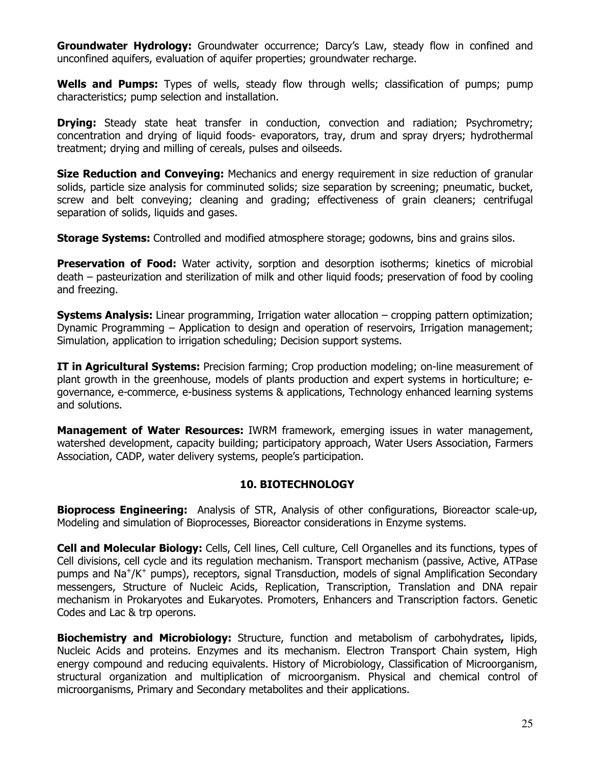**Groundwater Hydrology:** Groundwater occurrence; Darcy's Law, steady flow in confined and unconfined aquifers, evaluation of aquifer properties; groundwater recharge.

**Wells and Pumps:** Types of wells, steady flow through wells; classification of pumps; pump characteristics; pump selection and installation.

**Drying:** Steady state heat transfer in conduction, convection and radiation; Psychrometry; concentration and drying of liquid foods- evaporators, tray, drum and spray dryers; hydrothermal treatment; drying and milling of cereals, pulses and oilseeds.

**Size Reduction and Conveying:** Mechanics and energy requirement in size reduction of granular solids, particle size analysis for comminuted solids; size separation by screening; pneumatic, bucket, screw and belt conveying; cleaning and grading; effectiveness of grain cleaners; centrifugal separation of solids, liquids and gases.

**Storage Systems:** Controlled and modified atmosphere storage; godowns, bins and grains silos.

**Preservation of Food:** Water activity, sorption and desorption isotherms; kinetics of microbial death – pasteurization and sterilization of milk and other liquid foods; preservation of food by cooling and freezing.

**Systems Analysis:** Linear programming, Irrigation water allocation – cropping pattern optimization; Dynamic Programming – Application to design and operation of reservoirs, Irrigation management; Simulation, application to irrigation scheduling; Decision support systems.

**IT in Agricultural Systems:** Precision farming; Crop production modeling; on-line measurement of plant growth in the greenhouse, models of plants production and expert systems in horticulture; e-governance, e-commerce, e-business systems & applications, Technology enhanced learning systems and solutions.

**Management of Water Resources:** IWRM framework, emerging issues in water management, watershed development, capacity building; participatory approach, Water Users Association, Farmers Association, CADP, water delivery systems, people's participation.

## 10. BIOTECHNOLOGY

**Bioprocess Engineering:** Analysis of STR, Analysis of other configurations, Bioreactor scale-up, Modeling and simulation of Bioprocesses, Bioreactor considerations in Enzyme systems.

**Cell and Molecular Biology:** Cells, Cell lines, Cell culture, Cell Organelles and its functions, types of Cell divisions, cell cycle and its regulation mechanism. Transport mechanism (passive, Active, ATPase pumps and $Na^+/K^+$ pumps), receptors, signal Transduction, models of signal Amplification Secondary messengers, Structure of Nucleic Acids, Replication, Transcription, Translation and DNA repair mechanism in Prokaryotes and Eukaryotes. Promoters, Enhancers and Transcription factors. Genetic Codes and Lac & trp operons.

**Biochemistry and Microbiology:** Structure, function and metabolism of carbohydrates**,** lipids, Nucleic Acids and proteins. Enzymes and its mechanism. Electron Transport Chain system, High energy compound and reducing equivalents. History of Microbiology, Classification of Microorganism, structural organization and multiplication of microorganism. Physical and chemical control of microorganisms, Primary and Secondary metabolites and their applications.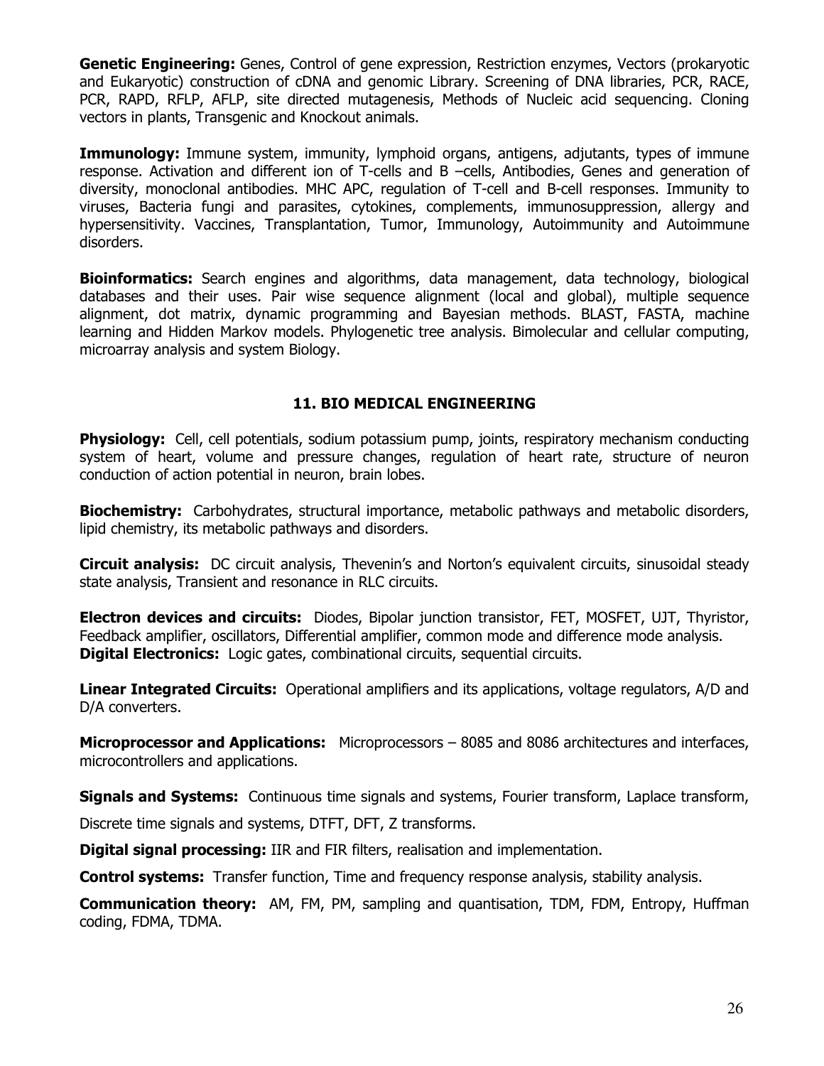**Genetic Engineering:** Genes, Control of gene expression, Restriction enzymes, Vectors (prokaryotic and Eukaryotic) construction of cDNA and genomic Library. Screening of DNA libraries, PCR, RACE, PCR, RAPD, RFLP, AFLP, site directed mutagenesis, Methods of Nucleic acid sequencing. Cloning vectors in plants, Transgenic and Knockout animals.

**Immunology:** Immune system, immunity, lymphoid organs, antigens, adjutants, types of immune response. Activation and different ion of T-cells and B –cells, Antibodies, Genes and generation of diversity, monoclonal antibodies. MHC APC, regulation of T-cell and B-cell responses. Immunity to viruses, Bacteria fungi and parasites, cytokines, complements, immunosuppression, allergy and hypersensitivity. Vaccines, Transplantation, Tumor, Immunology, Autoimmunity and Autoimmune disorders.

**Bioinformatics:** Search engines and algorithms, data management, data technology, biological databases and their uses. Pair wise sequence alignment (local and global), multiple sequence alignment, dot matrix, dynamic programming and Bayesian methods. BLAST, FASTA, machine learning and Hidden Markov models. Phylogenetic tree analysis. Bimolecular and cellular computing, microarray analysis and system Biology.

## 11. BIO MEDICAL ENGINEERING

**Physiology:** Cell, cell potentials, sodium potassium pump, joints, respiratory mechanism conducting system of heart, volume and pressure changes, regulation of heart rate, structure of neuron conduction of action potential in neuron, brain lobes.

**Biochemistry:** Carbohydrates, structural importance, metabolic pathways and metabolic disorders, lipid chemistry, its metabolic pathways and disorders.

**Circuit analysis:** DC circuit analysis, Thevenin's and Norton's equivalent circuits, sinusoidal steady state analysis, Transient and resonance in RLC circuits.

**Electron devices and circuits:** Diodes, Bipolar junction transistor, FET, MOSFET, UJT, Thyristor, Feedback amplifier, oscillators, Differential amplifier, common mode and difference mode analysis.
**Digital Electronics:** Logic gates, combinational circuits, sequential circuits.

**Linear Integrated Circuits:** Operational amplifiers and its applications, voltage regulators, A/D and D/A converters.

**Microprocessor and Applications:** Microprocessors – 8085 and 8086 architectures and interfaces, microcontrollers and applications.

**Signals and Systems:** Continuous time signals and systems, Fourier transform, Laplace transform, Discrete time signals and systems, DTFT, DFT, Z transforms.

**Digital signal processing:** IIR and FIR filters, realisation and implementation.

**Control systems:** Transfer function, Time and frequency response analysis, stability analysis.

**Communication theory:** AM, FM, PM, sampling and quantisation, TDM, FDM, Entropy, Huffman coding, FDMA, TDMA.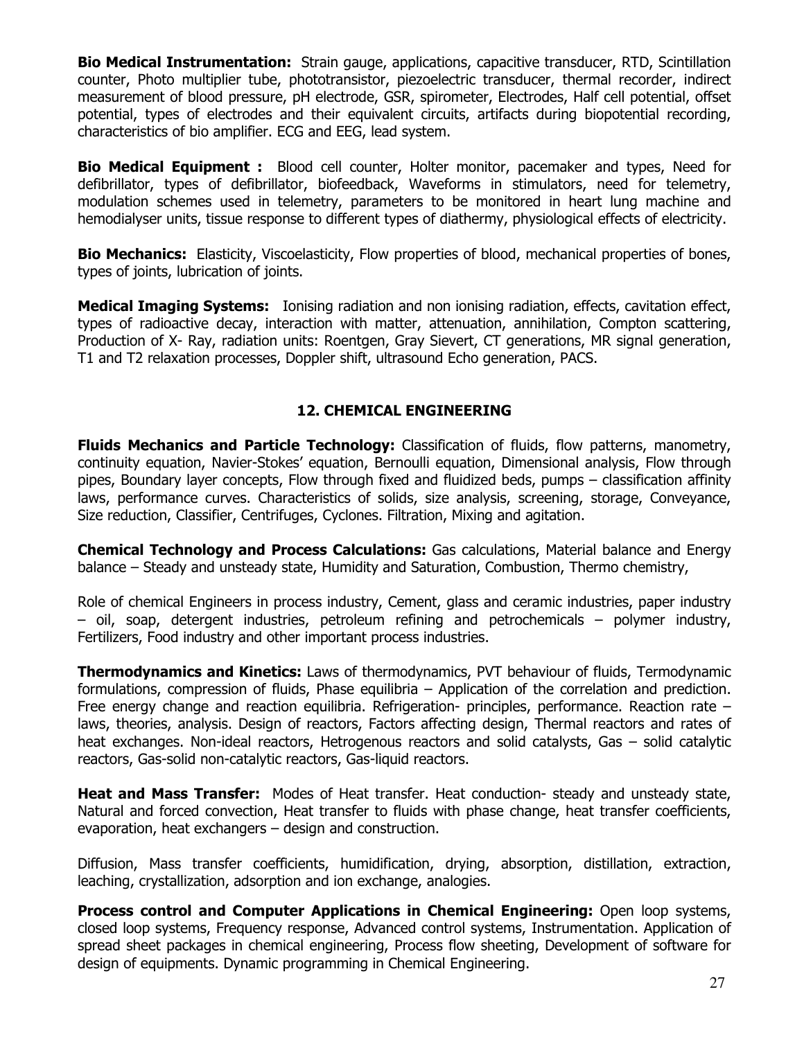**Bio Medical Instrumentation:** Strain gauge, applications, capacitive transducer, RTD, Scintillation counter, Photo multiplier tube, phototransistor, piezoelectric transducer, thermal recorder, indirect measurement of blood pressure, pH electrode, GSR, spirometer, Electrodes, Half cell potential, offset potential, types of electrodes and their equivalent circuits, artifacts during biopotential recording, characteristics of bio amplifier. ECG and EEG, lead system.

**Bio Medical Equipment :** Blood cell counter, Holter monitor, pacemaker and types, Need for defibrillator, types of defibrillator, biofeedback, Waveforms in stimulators, need for telemetry, modulation schemes used in telemetry, parameters to be monitored in heart lung machine and hemodialyser units, tissue response to different types of diathermy, physiological effects of electricity.

**Bio Mechanics:** Elasticity, Viscoelasticity, Flow properties of blood, mechanical properties of bones, types of joints, lubrication of joints.

**Medical Imaging Systems:** Ionising radiation and non ionising radiation, effects, cavitation effect, types of radioactive decay, interaction with matter, attenuation, annihilation, Compton scattering, Production of X- Ray, radiation units: Roentgen, Gray Sievert, CT generations, MR signal generation, T1 and T2 relaxation processes, Doppler shift, ultrasound Echo generation, PACS.

## 12. CHEMICAL ENGINEERING

**Fluids Mechanics and Particle Technology:** Classification of fluids, flow patterns, manometry, continuity equation, Navier-Stokes' equation, Bernoulli equation, Dimensional analysis, Flow through pipes, Boundary layer concepts, Flow through fixed and fluidized beds, pumps – classification affinity laws, performance curves. Characteristics of solids, size analysis, screening, storage, Conveyance, Size reduction, Classifier, Centrifuges, Cyclones. Filtration, Mixing and agitation.

**Chemical Technology and Process Calculations:** Gas calculations, Material balance and Energy balance – Steady and unsteady state, Humidity and Saturation, Combustion, Thermo chemistry,

Role of chemical Engineers in process industry, Cement, glass and ceramic industries, paper industry – oil, soap, detergent industries, petroleum refining and petrochemicals – polymer industry, Fertilizers, Food industry and other important process industries.

**Thermodynamics and Kinetics:** Laws of thermodynamics, PVT behaviour of fluids, Termodynamic formulations, compression of fluids, Phase equilibria – Application of the correlation and prediction. Free energy change and reaction equilibria. Refrigeration- principles, performance. Reaction rate – laws, theories, analysis. Design of reactors, Factors affecting design, Thermal reactors and rates of heat exchanges. Non-ideal reactors, Hetrogenous reactors and solid catalysts, Gas – solid catalytic reactors, Gas-solid non-catalytic reactors, Gas-liquid reactors.

**Heat and Mass Transfer:** Modes of Heat transfer. Heat conduction- steady and unsteady state, Natural and forced convection, Heat transfer to fluids with phase change, heat transfer coefficients, evaporation, heat exchangers – design and construction.

Diffusion, Mass transfer coefficients, humidification, drying, absorption, distillation, extraction, leaching, crystallization, adsorption and ion exchange, analogies.

**Process control and Computer Applications in Chemical Engineering:** Open loop systems, closed loop systems, Frequency response, Advanced control systems, Instrumentation. Application of spread sheet packages in chemical engineering, Process flow sheeting, Development of software for design of equipments. Dynamic programming in Chemical Engineering.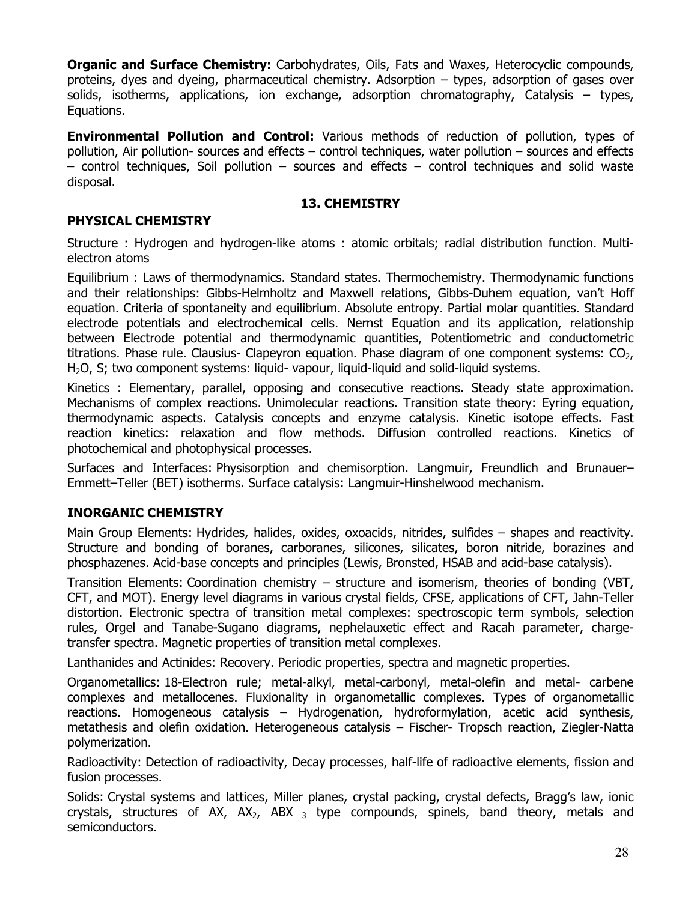**Organic and Surface Chemistry:** Carbohydrates, Oils, Fats and Waxes, Heterocyclic compounds, proteins, dyes and dyeing, pharmaceutical chemistry. Adsorption – types, adsorption of gases over solids, isotherms, applications, ion exchange, adsorption chromatography, Catalysis – types, Equations.

**Environmental Pollution and Control:** Various methods of reduction of pollution, types of pollution, Air pollution- sources and effects – control techniques, water pollution – sources and effects – control techniques, Soil pollution – sources and effects – control techniques and solid waste disposal.

## 13. CHEMISTRY

### PHYSICAL CHEMISTRY

Structure : Hydrogen and hydrogen-like atoms : atomic orbitals; radial distribution function. Multi-electron atoms

Equilibrium : Laws of thermodynamics. Standard states. Thermochemistry. Thermodynamic functions and their relationships: Gibbs-Helmholtz and Maxwell relations, Gibbs-Duhem equation, van't Hoff equation. Criteria of spontaneity and equilibrium. Absolute entropy. Partial molar quantities. Standard electrode potentials and electrochemical cells. Nernst Equation and its application, relationship between Electrode potential and thermodynamic quantities, Potentiometric and conductometric titrations. Phase rule. Clausius- Clapeyron equation. Phase diagram of one component systems: $CO_2$, $H_2O$, S; two component systems: liquid- vapour, liquid-liquid and solid-liquid systems.

Kinetics : Elementary, parallel, opposing and consecutive reactions. Steady state approximation. Mechanisms of complex reactions. Unimolecular reactions. Transition state theory: Eyring equation, thermodynamic aspects. Catalysis concepts and enzyme catalysis. Kinetic isotope effects. Fast reaction kinetics: relaxation and flow methods. Diffusion controlled reactions. Kinetics of photochemical and photophysical processes.

Surfaces and Interfaces: Physisorption and chemisorption. Langmuir, Freundlich and Brunauer–Emmett–Teller (BET) isotherms. Surface catalysis: Langmuir-Hinshelwood mechanism.

### INORGANIC CHEMISTRY

Main Group Elements: Hydrides, halides, oxides, oxoacids, nitrides, sulfides – shapes and reactivity. Structure and bonding of boranes, carboranes, silicones, silicates, boron nitride, borazines and phosphazenes. Acid-base concepts and principles (Lewis, Bronsted, HSAB and acid-base catalysis).

Transition Elements: Coordination chemistry – structure and isomerism, theories of bonding (VBT, CFT, and MOT). Energy level diagrams in various crystal fields, CFSE, applications of CFT, Jahn-Teller distortion. Electronic spectra of transition metal complexes: spectroscopic term symbols, selection rules, Orgel and Tanabe-Sugano diagrams, nephelauxetic effect and Racah parameter, charge-transfer spectra. Magnetic properties of transition metal complexes.

Lanthanides and Actinides: Recovery. Periodic properties, spectra and magnetic properties.

Organometallics: 18-Electron rule; metal-alkyl, metal-carbonyl, metal-olefin and metal- carbene complexes and metallocenes. Fluxionality in organometallic complexes. Types of organometallic reactions. Homogeneous catalysis – Hydrogenation, hydroformylation, acetic acid synthesis, metathesis and olefin oxidation. Heterogeneous catalysis – Fischer- Tropsch reaction, Ziegler-Natta polymerization.

Radioactivity: Detection of radioactivity, Decay processes, half-life of radioactive elements, fission and fusion processes.

Solids: Crystal systems and lattices, Miller planes, crystal packing, crystal defects, Bragg's law, ionic crystals, structures of AX, $AX_2$, $ABX_3$ type compounds, spinels, band theory, metals and semiconductors.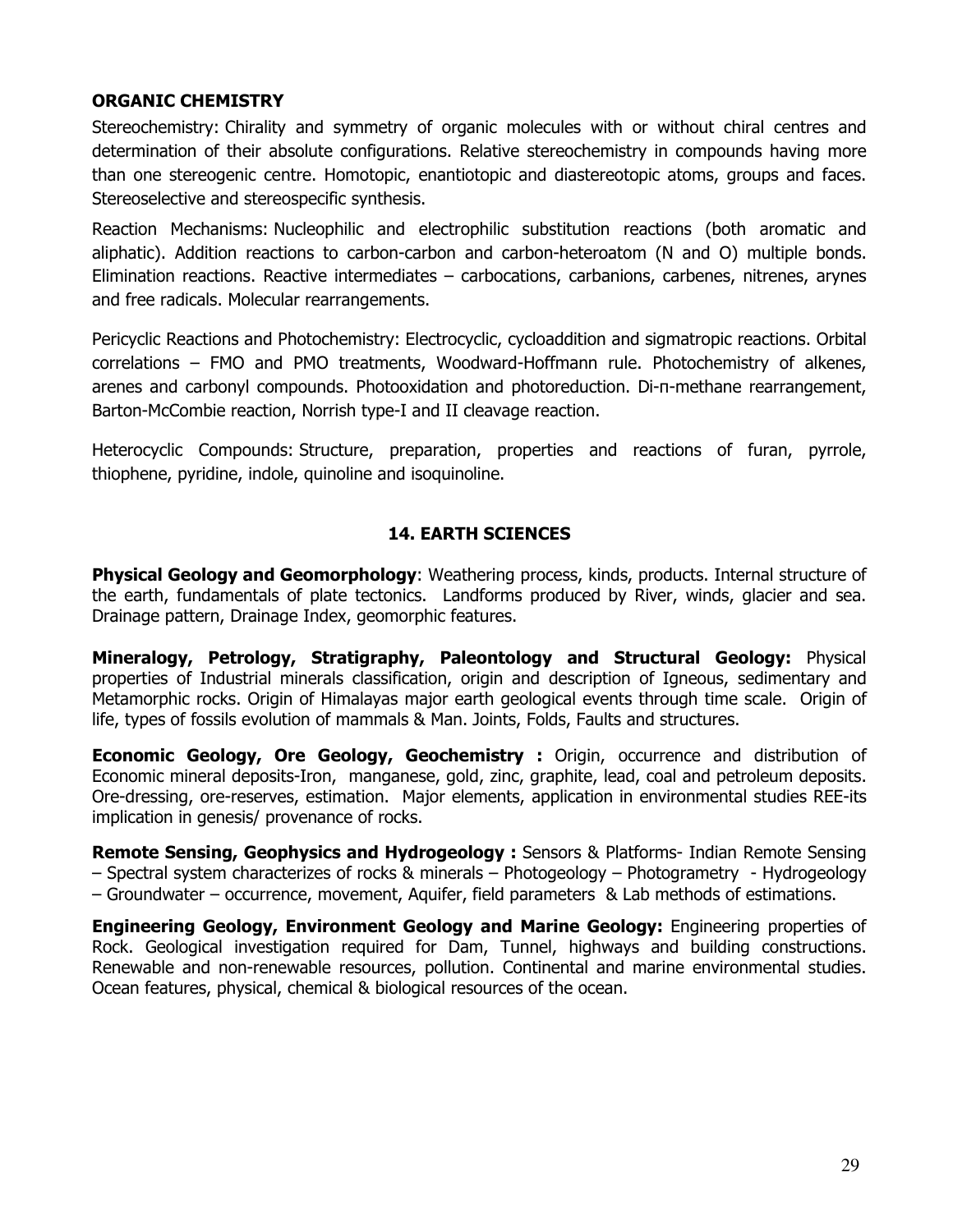### ORGANIC CHEMISTRY

Stereochemistry: Chirality and symmetry of organic molecules with or without chiral centres and determination of their absolute configurations. Relative stereochemistry in compounds having more than one stereogenic centre. Homotopic, enantiotopic and diastereotopic atoms, groups and faces. Stereoselective and stereospecific synthesis.

Reaction Mechanisms: Nucleophilic and electrophilic substitution reactions (both aromatic and aliphatic). Addition reactions to carbon-carbon and carbon-heteroatom (N and O) multiple bonds. Elimination reactions. Reactive intermediates – carbocations, carbanions, carbenes, nitrenes, arynes and free radicals. Molecular rearrangements.

Pericyclic Reactions and Photochemistry: Electrocyclic, cycloaddition and sigmatropic reactions. Orbital correlations – FMO and PMO treatments, Woodward-Hoffmann rule. Photochemistry of alkenes, arenes and carbonyl compounds. Photooxidation and photoreduction. Di-π-methane rearrangement, Barton-McCombie reaction, Norrish type-I and II cleavage reaction.

Heterocyclic Compounds: Structure, preparation, properties and reactions of furan, pyrrole, thiophene, pyridine, indole, quinoline and isoquinoline.

## 14. EARTH SCIENCES

**Physical Geology and Geomorphology**: Weathering process, kinds, products. Internal structure of the earth, fundamentals of plate tectonics. Landforms produced by River, winds, glacier and sea. Drainage pattern, Drainage Index, geomorphic features.

**Mineralogy, Petrology, Stratigraphy, Paleontology and Structural Geology:** Physical properties of Industrial minerals classification, origin and description of Igneous, sedimentary and Metamorphic rocks. Origin of Himalayas major earth geological events through time scale. Origin of life, types of fossils evolution of mammals & Man. Joints, Folds, Faults and structures.

**Economic Geology, Ore Geology, Geochemistry :** Origin, occurrence and distribution of Economic mineral deposits-Iron, manganese, gold, zinc, graphite, lead, coal and petroleum deposits. Ore-dressing, ore-reserves, estimation. Major elements, application in environmental studies REE-its implication in genesis/ provenance of rocks.

**Remote Sensing, Geophysics and Hydrogeology :** Sensors & Platforms- Indian Remote Sensing – Spectral system characterizes of rocks & minerals – Photogeology – Photogrametry - Hydrogeology – Groundwater – occurrence, movement, Aquifer, field parameters & Lab methods of estimations.

**Engineering Geology, Environment Geology and Marine Geology:** Engineering properties of Rock. Geological investigation required for Dam, Tunnel, highways and building constructions. Renewable and non-renewable resources, pollution. Continental and marine environmental studies. Ocean features, physical, chemical & biological resources of the ocean.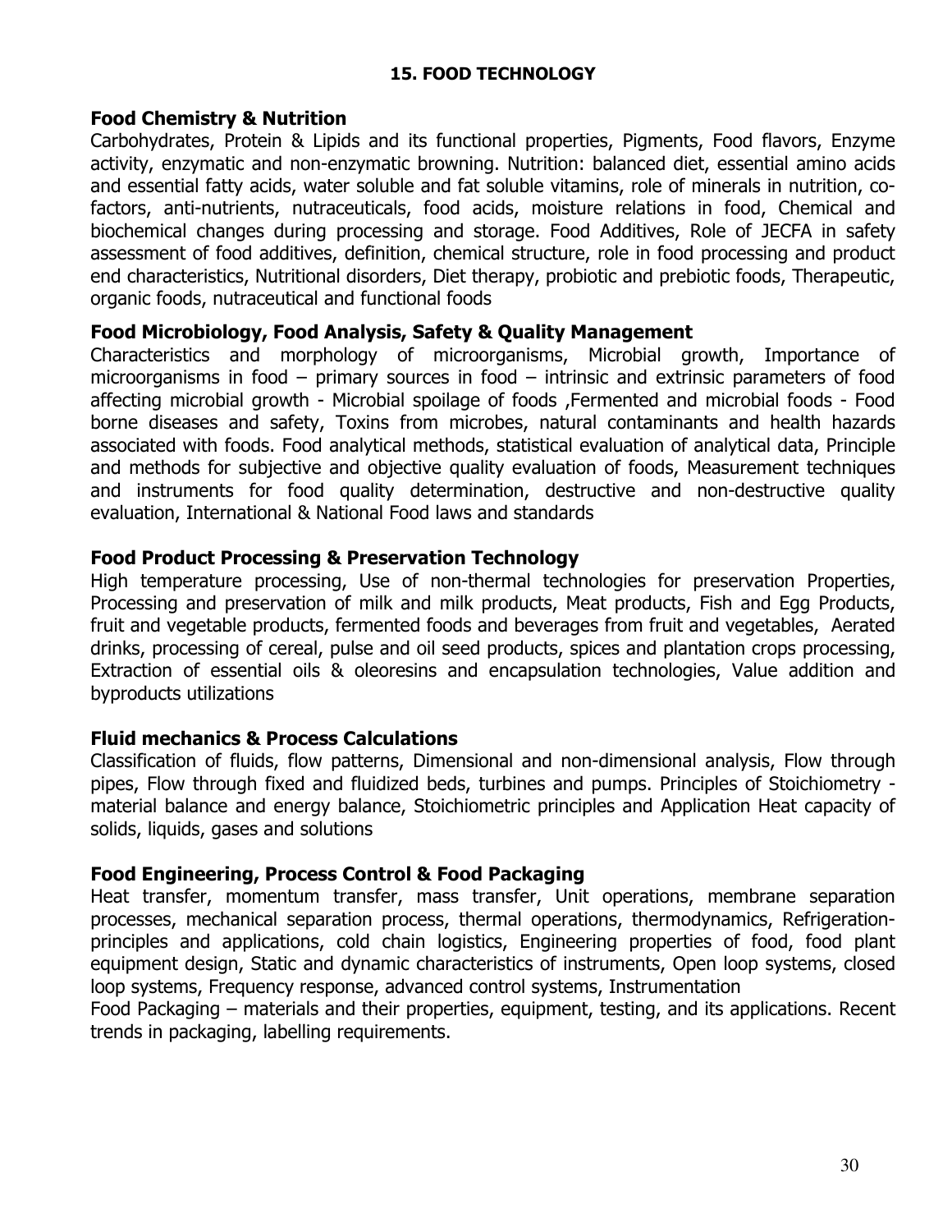## 15. FOOD TECHNOLOGY

### Food Chemistry & Nutrition

Carbohydrates, Protein & Lipids and its functional properties, Pigments, Food flavors, Enzyme activity, enzymatic and non-enzymatic browning. Nutrition: balanced diet, essential amino acids and essential fatty acids, water soluble and fat soluble vitamins, role of minerals in nutrition, co-factors, anti-nutrients, nutraceuticals, food acids, moisture relations in food, Chemical and biochemical changes during processing and storage. Food Additives, Role of JECFA in safety assessment of food additives, definition, chemical structure, role in food processing and product end characteristics, Nutritional disorders, Diet therapy, probiotic and prebiotic foods, Therapeutic, organic foods, nutraceutical and functional foods

### Food Microbiology, Food Analysis, Safety & Quality Management

Characteristics and morphology of microorganisms, Microbial growth, Importance of microorganisms in food – primary sources in food – intrinsic and extrinsic parameters of food affecting microbial growth - Microbial spoilage of foods ,Fermented and microbial foods - Food borne diseases and safety, Toxins from microbes, natural contaminants and health hazards associated with foods. Food analytical methods, statistical evaluation of analytical data, Principle and methods for subjective and objective quality evaluation of foods, Measurement techniques and instruments for food quality determination, destructive and non-destructive quality evaluation, International & National Food laws and standards

### Food Product Processing & Preservation Technology

High temperature processing, Use of non-thermal technologies for preservation Properties, Processing and preservation of milk and milk products, Meat products, Fish and Egg Products, fruit and vegetable products, fermented foods and beverages from fruit and vegetables, Aerated drinks, processing of cereal, pulse and oil seed products, spices and plantation crops processing, Extraction of essential oils & oleoresins and encapsulation technologies, Value addition and byproducts utilizations

### Fluid mechanics & Process Calculations

Classification of fluids, flow patterns, Dimensional and non-dimensional analysis, Flow through pipes, Flow through fixed and fluidized beds, turbines and pumps. Principles of Stoichiometry - material balance and energy balance, Stoichiometric principles and Application Heat capacity of solids, liquids, gases and solutions

### Food Engineering, Process Control & Food Packaging

Heat transfer, momentum transfer, mass transfer, Unit operations, membrane separation processes, mechanical separation process, thermal operations, thermodynamics, Refrigeration-principles and applications, cold chain logistics, Engineering properties of food, food plant equipment design, Static and dynamic characteristics of instruments, Open loop systems, closed loop systems, Frequency response, advanced control systems, Instrumentation

Food Packaging – materials and their properties, equipment, testing, and its applications. Recent trends in packaging, labelling requirements.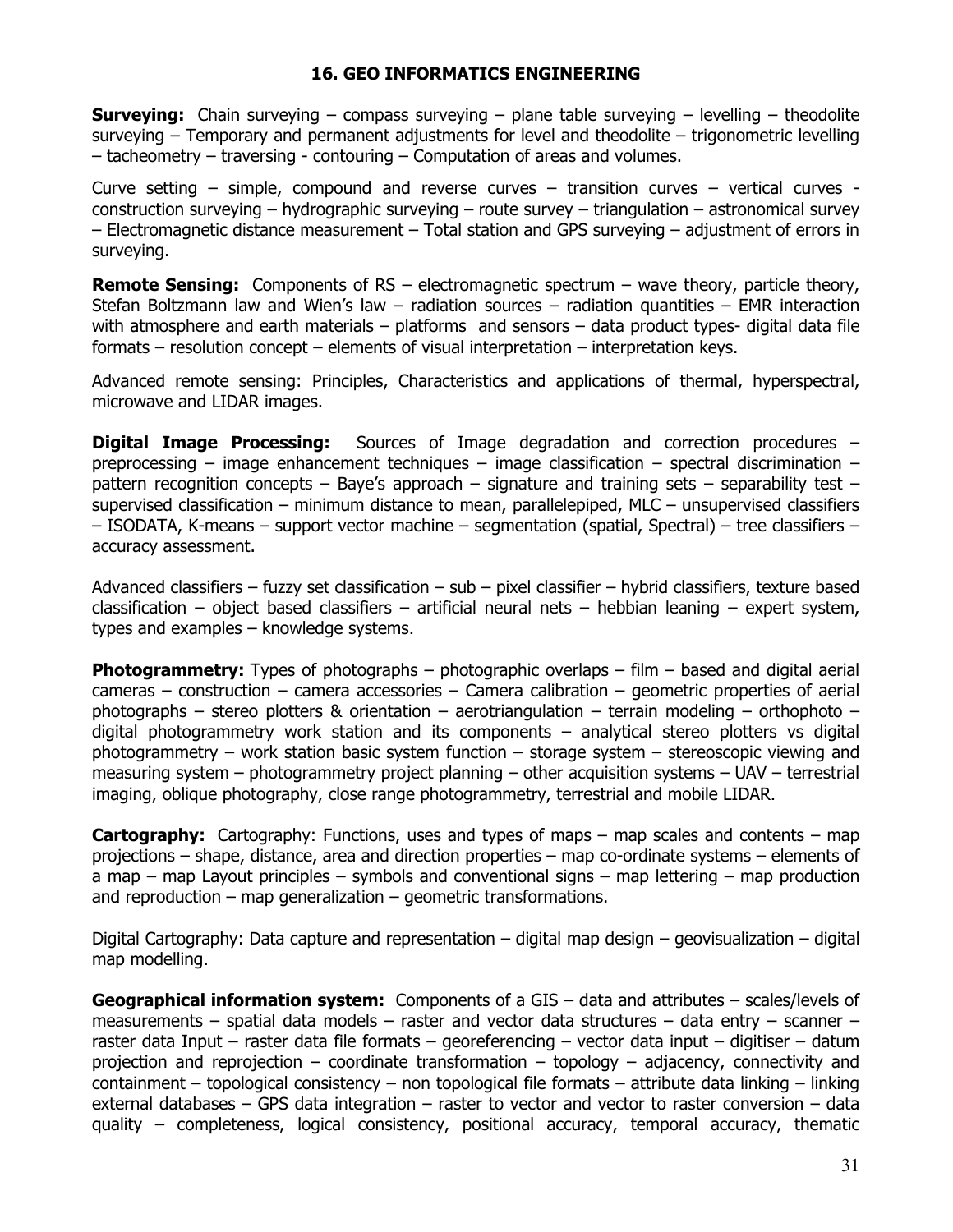## 16. GEO INFORMATICS ENGINEERING

**Surveying:** Chain surveying – compass surveying – plane table surveying – levelling – theodolite surveying – Temporary and permanent adjustments for level and theodolite – trigonometric levelling – tacheometry – traversing - contouring – Computation of areas and volumes.

Curve setting – simple, compound and reverse curves – transition curves – vertical curves - construction surveying – hydrographic surveying – route survey – triangulation – astronomical survey – Electromagnetic distance measurement – Total station and GPS surveying – adjustment of errors in surveying.

**Remote Sensing:** Components of RS – electromagnetic spectrum – wave theory, particle theory, Stefan Boltzmann law and Wien's law – radiation sources – radiation quantities – EMR interaction with atmosphere and earth materials – platforms and sensors – data product types- digital data file formats – resolution concept – elements of visual interpretation – interpretation keys.

Advanced remote sensing: Principles, Characteristics and applications of thermal, hyperspectral, microwave and LIDAR images.

**Digital Image Processing:** Sources of Image degradation and correction procedures – preprocessing – image enhancement techniques – image classification – spectral discrimination – pattern recognition concepts – Baye's approach – signature and training sets – separability test – supervised classification – minimum distance to mean, parallelepiped, MLC – unsupervised classifiers – ISODATA, K-means – support vector machine – segmentation (spatial, Spectral) – tree classifiers – accuracy assessment.

Advanced classifiers – fuzzy set classification – sub – pixel classifier – hybrid classifiers, texture based classification – object based classifiers – artificial neural nets – hebbian leaning – expert system, types and examples – knowledge systems.

**Photogrammetry:** Types of photographs – photographic overlaps – film – based and digital aerial cameras – construction – camera accessories – Camera calibration – geometric properties of aerial photographs – stereo plotters & orientation – aerotriangulation – terrain modeling – orthophoto – digital photogrammetry work station and its components – analytical stereo plotters vs digital photogrammetry – work station basic system function – storage system – stereoscopic viewing and measuring system – photogrammetry project planning – other acquisition systems – UAV – terrestrial imaging, oblique photography, close range photogrammetry, terrestrial and mobile LIDAR.

**Cartography:** Cartography: Functions, uses and types of maps – map scales and contents – map projections – shape, distance, area and direction properties – map co-ordinate systems – elements of a map – map Layout principles – symbols and conventional signs – map lettering – map production and reproduction – map generalization – geometric transformations.

Digital Cartography: Data capture and representation – digital map design – geovisualization – digital map modelling.

**Geographical information system:** Components of a GIS – data and attributes – scales/levels of measurements – spatial data models – raster and vector data structures – data entry – scanner – raster data Input – raster data file formats – georeferencing – vector data input – digitiser – datum projection and reprojection – coordinate transformation – topology – adjacency, connectivity and containment – topological consistency – non topological file formats – attribute data linking – linking external databases – GPS data integration – raster to vector and vector to raster conversion – data quality – completeness, logical consistency, positional accuracy, temporal accuracy, thematic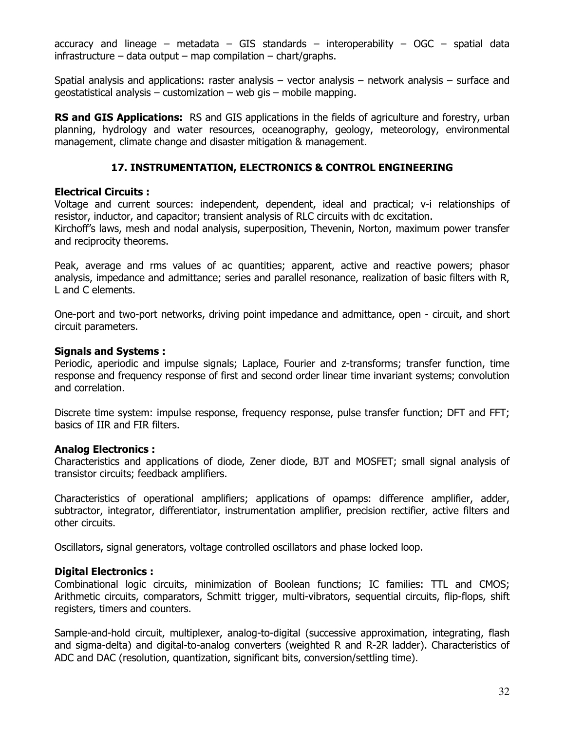accuracy and lineage – metadata – GIS standards – interoperability – OGC – spatial data infrastructure – data output – map compilation – chart/graphs.

Spatial analysis and applications: raster analysis – vector analysis – network analysis – surface and geostatistical analysis – customization – web gis – mobile mapping.

**RS and GIS Applications:** RS and GIS applications in the fields of agriculture and forestry, urban planning, hydrology and water resources, oceanography, geology, meteorology, environmental management, climate change and disaster mitigation & management.

## 17. INSTRUMENTATION, ELECTRONICS & CONTROL ENGINEERING

**Electrical Circuits :**

Voltage and current sources: independent, dependent, ideal and practical; v-i relationships of resistor, inductor, and capacitor; transient analysis of RLC circuits with dc excitation.

Kirchoff's laws, mesh and nodal analysis, superposition, Thevenin, Norton, maximum power transfer and reciprocity theorems.

Peak, average and rms values of ac quantities; apparent, active and reactive powers; phasor analysis, impedance and admittance; series and parallel resonance, realization of basic filters with R, L and C elements.

One-port and two-port networks, driving point impedance and admittance, open - circuit, and short circuit parameters.

**Signals and Systems :**

Periodic, aperiodic and impulse signals; Laplace, Fourier and z-transforms; transfer function, time response and frequency response of first and second order linear time invariant systems; convolution and correlation.

Discrete time system: impulse response, frequency response, pulse transfer function; DFT and FFT; basics of IIR and FIR filters.

**Analog Electronics :**

Characteristics and applications of diode, Zener diode, BJT and MOSFET; small signal analysis of transistor circuits; feedback amplifiers.

Characteristics of operational amplifiers; applications of opamps: difference amplifier, adder, subtractor, integrator, differentiator, instrumentation amplifier, precision rectifier, active filters and other circuits.

Oscillators, signal generators, voltage controlled oscillators and phase locked loop.

**Digital Electronics :**

Combinational logic circuits, minimization of Boolean functions; IC families: TTL and CMOS; Arithmetic circuits, comparators, Schmitt trigger, multi-vibrators, sequential circuits, flip-flops, shift registers, timers and counters.

Sample-and-hold circuit, multiplexer, analog-to-digital (successive approximation, integrating, flash and sigma-delta) and digital-to-analog converters (weighted R and R-2R ladder). Characteristics of ADC and DAC (resolution, quantization, significant bits, conversion/settling time).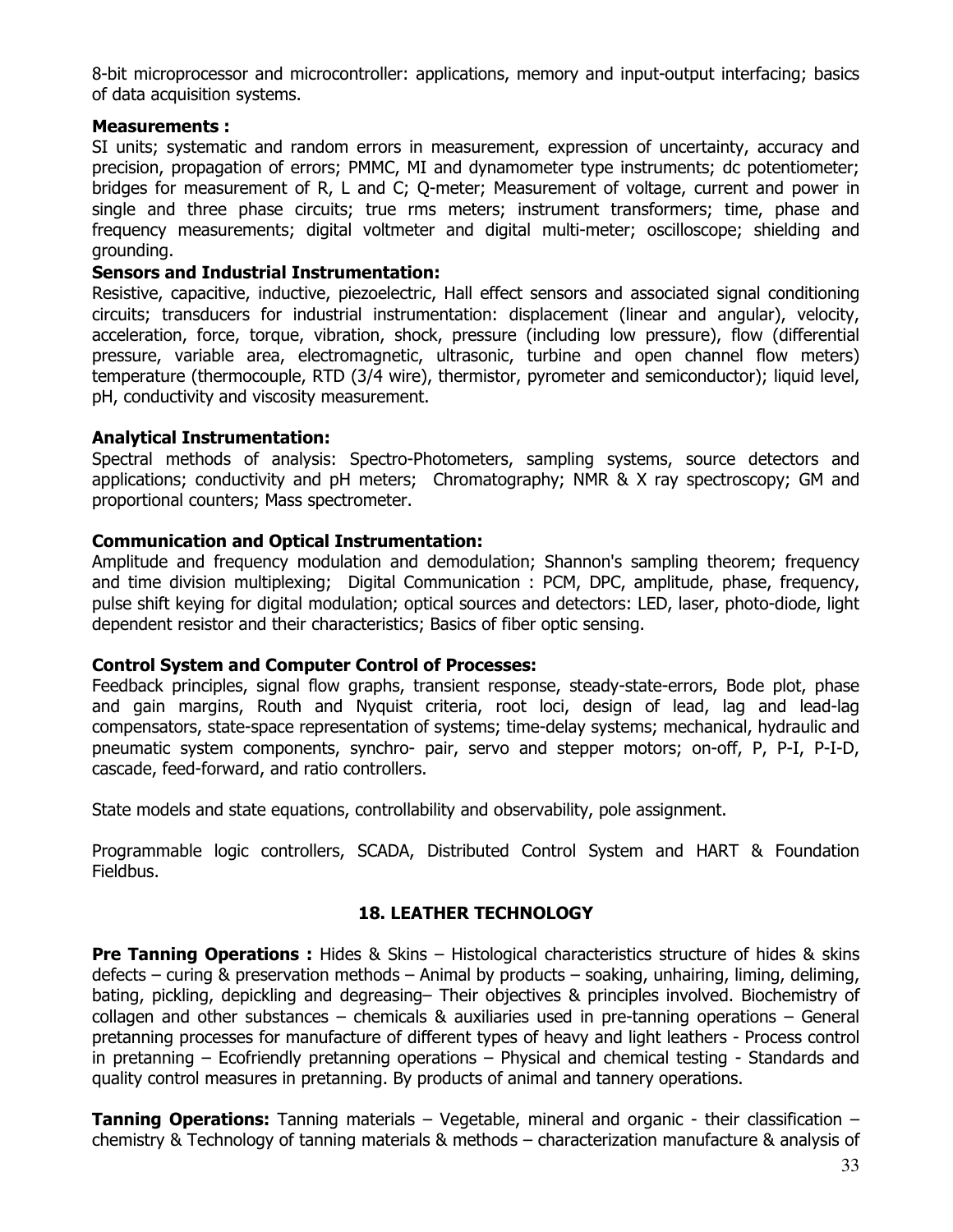8-bit microprocessor and microcontroller: applications, memory and input-output interfacing; basics of data acquisition systems.

**Measurements :**
SI units; systematic and random errors in measurement, expression of uncertainty, accuracy and precision, propagation of errors; PMMC, MI and dynamometer type instruments; dc potentiometer; bridges for measurement of R, L and C; Q-meter; Measurement of voltage, current and power in single and three phase circuits; true rms meters; instrument transformers; time, phase and frequency measurements; digital voltmeter and digital multi-meter; oscilloscope; shielding and grounding.

**Sensors and Industrial Instrumentation:**
Resistive, capacitive, inductive, piezoelectric, Hall effect sensors and associated signal conditioning circuits; transducers for industrial instrumentation: displacement (linear and angular), velocity, acceleration, force, torque, vibration, shock, pressure (including low pressure), flow (differential pressure, variable area, electromagnetic, ultrasonic, turbine and open channel flow meters) temperature (thermocouple, RTD (3/4 wire), thermistor, pyrometer and semiconductor); liquid level, pH, conductivity and viscosity measurement.

**Analytical Instrumentation:**
Spectral methods of analysis: Spectro-Photometers, sampling systems, source detectors and applications; conductivity and pH meters; Chromatography; NMR & X ray spectroscopy; GM and proportional counters; Mass spectrometer.

**Communication and Optical Instrumentation:**
Amplitude and frequency modulation and demodulation; Shannon's sampling theorem; frequency and time division multiplexing; Digital Communication : PCM, DPC, amplitude, phase, frequency, pulse shift keying for digital modulation; optical sources and detectors: LED, laser, photo-diode, light dependent resistor and their characteristics; Basics of fiber optic sensing.

**Control System and Computer Control of Processes:**
Feedback principles, signal flow graphs, transient response, steady-state-errors, Bode plot, phase and gain margins, Routh and Nyquist criteria, root loci, design of lead, lag and lead-lag compensators, state-space representation of systems; time-delay systems; mechanical, hydraulic and pneumatic system components, synchro- pair, servo and stepper motors; on-off, P, P-I, P-I-D, cascade, feed-forward, and ratio controllers.

State models and state equations, controllability and observability, pole assignment.

Programmable logic controllers, SCADA, Distributed Control System and HART & Foundation Fieldbus.

## 18. LEATHER TECHNOLOGY

**Pre Tanning Operations :** Hides & Skins – Histological characteristics structure of hides & skins defects – curing & preservation methods – Animal by products – soaking, unhairing, liming, deliming, bating, pickling, depickling and degreasing– Their objectives & principles involved. Biochemistry of collagen and other substances – chemicals & auxiliaries used in pre-tanning operations – General pretanning processes for manufacture of different types of heavy and light leathers - Process control in pretanning – Ecofriendly pretanning operations – Physical and chemical testing - Standards and quality control measures in pretanning. By products of animal and tannery operations.

**Tanning Operations:** Tanning materials – Vegetable, mineral and organic - their classification – chemistry & Technology of tanning materials & methods – characterization manufacture & analysis of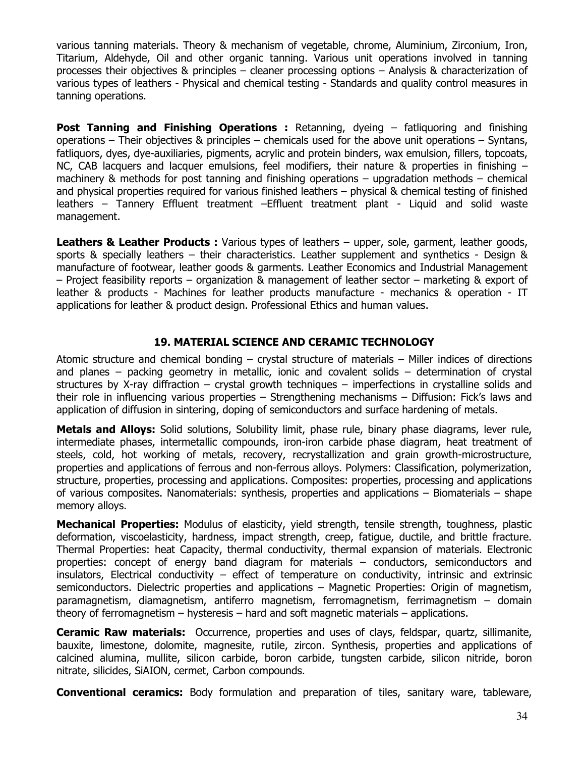various tanning materials. Theory & mechanism of vegetable, chrome, Aluminium, Zirconium, Iron, Titarium, Aldehyde, Oil and other organic tanning. Various unit operations involved in tanning processes their objectives & principles – cleaner processing options – Analysis & characterization of various types of leathers - Physical and chemical testing - Standards and quality control measures in tanning operations.

**Post Tanning and Finishing Operations :** Retanning, dyeing – fatliquoring and finishing operations – Their objectives & principles – chemicals used for the above unit operations – Syntans, fatliquors, dyes, dye-auxiliaries, pigments, acrylic and protein binders, wax emulsion, fillers, topcoats, NC, CAB lacquers and lacquer emulsions, feel modifiers, their nature & properties in finishing – machinery & methods for post tanning and finishing operations – upgradation methods – chemical and physical properties required for various finished leathers – physical & chemical testing of finished leathers – Tannery Effluent treatment –Effluent treatment plant - Liquid and solid waste management.

**Leathers & Leather Products :** Various types of leathers – upper, sole, garment, leather goods, sports & specially leathers – their characteristics. Leather supplement and synthetics - Design & manufacture of footwear, leather goods & garments. Leather Economics and Industrial Management – Project feasibility reports – organization & management of leather sector – marketing & export of leather & products - Machines for leather products manufacture - mechanics & operation - IT applications for leather & product design. Professional Ethics and human values.

## 19. MATERIAL SCIENCE AND CERAMIC TECHNOLOGY

Atomic structure and chemical bonding – crystal structure of materials – Miller indices of directions and planes – packing geometry in metallic, ionic and covalent solids – determination of crystal structures by X-ray diffraction – crystal growth techniques – imperfections in crystalline solids and their role in influencing various properties – Strengthening mechanisms – Diffusion: Fick's laws and application of diffusion in sintering, doping of semiconductors and surface hardening of metals.

**Metals and Alloys:** Solid solutions, Solubility limit, phase rule, binary phase diagrams, lever rule, intermediate phases, intermetallic compounds, iron-iron carbide phase diagram, heat treatment of steels, cold, hot working of metals, recovery, recrystallization and grain growth-microstructure, properties and applications of ferrous and non-ferrous alloys. Polymers: Classification, polymerization, structure, properties, processing and applications. Composites: properties, processing and applications of various composites. Nanomaterials: synthesis, properties and applications – Biomaterials – shape memory alloys.

**Mechanical Properties:** Modulus of elasticity, yield strength, tensile strength, toughness, plastic deformation, viscoelasticity, hardness, impact strength, creep, fatigue, ductile, and brittle fracture. Thermal Properties: heat Capacity, thermal conductivity, thermal expansion of materials. Electronic properties: concept of energy band diagram for materials – conductors, semiconductors and insulators, Electrical conductivity – effect of temperature on conductivity, intrinsic and extrinsic semiconductors. Dielectric properties and applications – Magnetic Properties: Origin of magnetism, paramagnetism, diamagnetism, antiferro magnetism, ferromagnetism, ferrimagnetism – domain theory of ferromagnetism – hysteresis – hard and soft magnetic materials – applications.

**Ceramic Raw materials:** Occurrence, properties and uses of clays, feldspar, quartz, sillimanite, bauxite, limestone, dolomite, magnesite, rutile, zircon. Synthesis, properties and applications of calcined alumina, mullite, silicon carbide, boron carbide, tungsten carbide, silicon nitride, boron nitrate, silicides, SiAION, cermet, Carbon compounds.

**Conventional ceramics:** Body formulation and preparation of tiles, sanitary ware, tableware,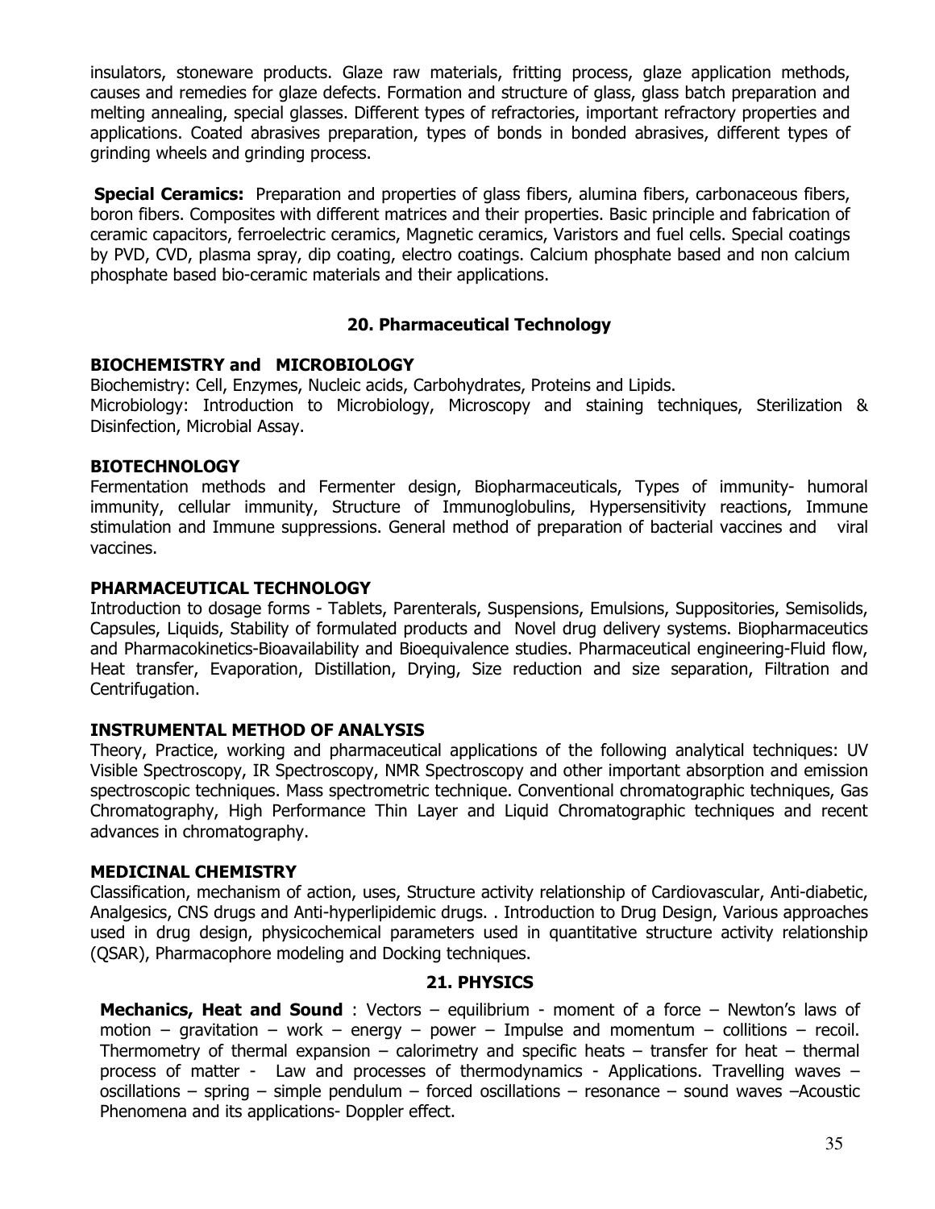insulators, stoneware products. Glaze raw materials, fritting process, glaze application methods, causes and remedies for glaze defects. Formation and structure of glass, glass batch preparation and melting annealing, special glasses. Different types of refractories, important refractory properties and applications. Coated abrasives preparation, types of bonds in bonded abrasives, different types of grinding wheels and grinding process.

**Special Ceramics:** Preparation and properties of glass fibers, alumina fibers, carbonaceous fibers, boron fibers. Composites with different matrices and their properties. Basic principle and fabrication of ceramic capacitors, ferroelectric ceramics, Magnetic ceramics, Varistors and fuel cells. Special coatings by PVD, CVD, plasma spray, dip coating, electro coatings. Calcium phosphate based and non calcium phosphate based bio-ceramic materials and their applications.

## 20. Pharmaceutical Technology

### BIOCHEMISTRY and MICROBIOLOGY

Biochemistry: Cell, Enzymes, Nucleic acids, Carbohydrates, Proteins and Lipids.
Microbiology: Introduction to Microbiology, Microscopy and staining techniques, Sterilization & Disinfection, Microbial Assay.

### BIOTECHNOLOGY

Fermentation methods and Fermenter design, Biopharmaceuticals, Types of immunity- humoral immunity, cellular immunity, Structure of Immunoglobulins, Hypersensitivity reactions, Immune stimulation and Immune suppressions. General method of preparation of bacterial vaccines and viral vaccines.

### PHARMACEUTICAL TECHNOLOGY

Introduction to dosage forms - Tablets, Parenterals, Suspensions, Emulsions, Suppositories, Semisolids, Capsules, Liquids, Stability of formulated products and Novel drug delivery systems. Biopharmaceutics and Pharmacokinetics-Bioavailability and Bioequivalence studies. Pharmaceutical engineering-Fluid flow, Heat transfer, Evaporation, Distillation, Drying, Size reduction and size separation, Filtration and Centrifugation.

### INSTRUMENTAL METHOD OF ANALYSIS

Theory, Practice, working and pharmaceutical applications of the following analytical techniques: UV Visible Spectroscopy, IR Spectroscopy, NMR Spectroscopy and other important absorption and emission spectroscopic techniques. Mass spectrometric technique. Conventional chromatographic techniques, Gas Chromatography, High Performance Thin Layer and Liquid Chromatographic techniques and recent advances in chromatography.

### MEDICINAL CHEMISTRY

Classification, mechanism of action, uses, Structure activity relationship of Cardiovascular, Anti-diabetic, Analgesics, CNS drugs and Anti-hyperlipidemic drugs. . Introduction to Drug Design, Various approaches used in drug design, physicochemical parameters used in quantitative structure activity relationship (QSAR), Pharmacophore modeling and Docking techniques.

## 21. PHYSICS

**Mechanics, Heat and Sound** : Vectors – equilibrium - moment of a force – Newton's laws of motion – gravitation – work – energy – power – Impulse and momentum – collitions – recoil. Thermometry of thermal expansion – calorimetry and specific heats – transfer for heat – thermal process of matter - Law and processes of thermodynamics - Applications. Travelling waves – oscillations – spring – simple pendulum – forced oscillations – resonance – sound waves –Acoustic Phenomena and its applications- Doppler effect.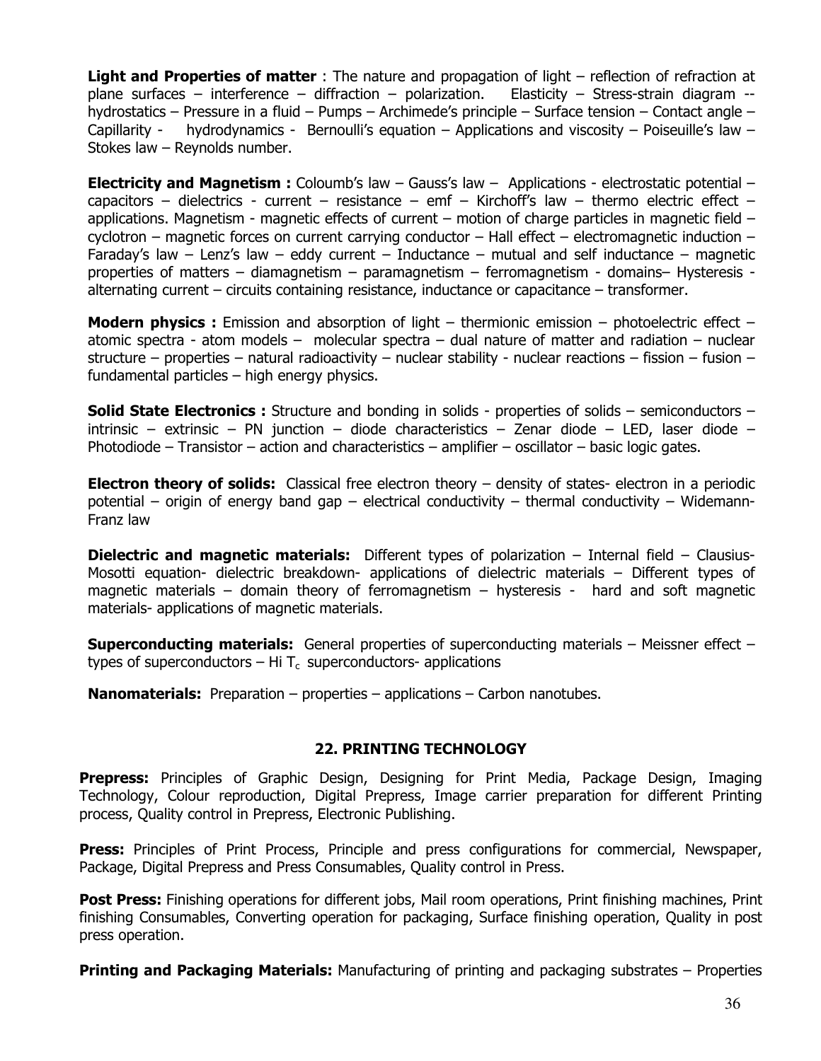**Light and Properties of matter** : The nature and propagation of light – reflection of refraction at plane surfaces – interference – diffraction – polarization. Elasticity – Stress-strain diagram -- hydrostatics – Pressure in a fluid – Pumps – Archimede's principle – Surface tension – Contact angle – Capillarity - hydrodynamics - Bernoulli's equation – Applications and viscosity – Poiseuille's law – Stokes law – Reynolds number.

**Electricity and Magnetism :** Coloumb's law – Gauss's law – Applications - electrostatic potential – capacitors – dielectrics - current – resistance – emf – Kirchoff's law – thermo electric effect – applications. Magnetism - magnetic effects of current – motion of charge particles in magnetic field – cyclotron – magnetic forces on current carrying conductor – Hall effect – electromagnetic induction – Faraday's law – Lenz's law – eddy current – Inductance – mutual and self inductance – magnetic properties of matters – diamagnetism – paramagnetism – ferromagnetism - domains– Hysteresis - alternating current – circuits containing resistance, inductance or capacitance – transformer.

**Modern physics :** Emission and absorption of light – thermionic emission – photoelectric effect – atomic spectra - atom models – molecular spectra – dual nature of matter and radiation – nuclear structure – properties – natural radioactivity – nuclear stability - nuclear reactions – fission – fusion – fundamental particles – high energy physics.

**Solid State Electronics :** Structure and bonding in solids - properties of solids – semiconductors – intrinsic – extrinsic – PN junction – diode characteristics – Zenar diode – LED, laser diode – Photodiode – Transistor – action and characteristics – amplifier – oscillator – basic logic gates.

**Electron theory of solids:** Classical free electron theory – density of states- electron in a periodic potential – origin of energy band gap – electrical conductivity – thermal conductivity – Widemann-Franz law

**Dielectric and magnetic materials:** Different types of polarization – Internal field – Clausius-Mosotti equation- dielectric breakdown- applications of dielectric materials – Different types of magnetic materials – domain theory of ferromagnetism – hysteresis - hard and soft magnetic materials- applications of magnetic materials.

**Superconducting materials:** General properties of superconducting materials – Meissner effect – types of superconductors – Hi $T_c$ superconductors- applications

**Nanomaterials:** Preparation – properties – applications – Carbon nanotubes.

## 22. PRINTING TECHNOLOGY

**Prepress:** Principles of Graphic Design, Designing for Print Media, Package Design, Imaging Technology, Colour reproduction, Digital Prepress, Image carrier preparation for different Printing process, Quality control in Prepress, Electronic Publishing.

**Press:** Principles of Print Process, Principle and press configurations for commercial, Newspaper, Package, Digital Prepress and Press Consumables, Quality control in Press.

**Post Press:** Finishing operations for different jobs, Mail room operations, Print finishing machines, Print finishing Consumables, Converting operation for packaging, Surface finishing operation, Quality in post press operation.

**Printing and Packaging Materials:** Manufacturing of printing and packaging substrates – Properties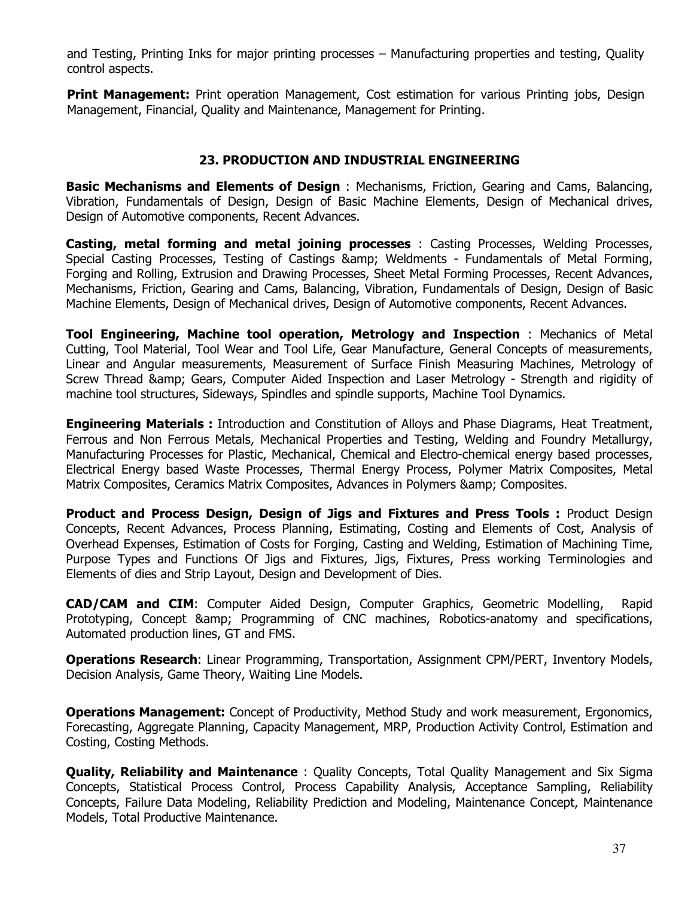and Testing, Printing Inks for major printing processes – Manufacturing properties and testing, Quality control aspects.

**Print Management:** Print operation Management, Cost estimation for various Printing jobs, Design Management, Financial, Quality and Maintenance, Management for Printing.

## 23. PRODUCTION AND INDUSTRIAL ENGINEERING

**Basic Mechanisms and Elements of Design** : Mechanisms, Friction, Gearing and Cams, Balancing, Vibration, Fundamentals of Design, Design of Basic Machine Elements, Design of Mechanical drives, Design of Automotive components, Recent Advances.

**Casting, metal forming and metal joining processes** : Casting Processes, Welding Processes, Special Casting Processes, Testing of Castings &amp; Weldments - Fundamentals of Metal Forming, Forging and Rolling, Extrusion and Drawing Processes, Sheet Metal Forming Processes, Recent Advances, Mechanisms, Friction, Gearing and Cams, Balancing, Vibration, Fundamentals of Design, Design of Basic Machine Elements, Design of Mechanical drives, Design of Automotive components, Recent Advances.

**Tool Engineering, Machine tool operation, Metrology and Inspection** : Mechanics of Metal Cutting, Tool Material, Tool Wear and Tool Life, Gear Manufacture, General Concepts of measurements, Linear and Angular measurements, Measurement of Surface Finish Measuring Machines, Metrology of Screw Thread &amp; Gears, Computer Aided Inspection and Laser Metrology - Strength and rigidity of machine tool structures, Sideways, Spindles and spindle supports, Machine Tool Dynamics.

**Engineering Materials :** Introduction and Constitution of Alloys and Phase Diagrams, Heat Treatment, Ferrous and Non Ferrous Metals, Mechanical Properties and Testing, Welding and Foundry Metallurgy, Manufacturing Processes for Plastic, Mechanical, Chemical and Electro-chemical energy based processes, Electrical Energy based Waste Processes, Thermal Energy Process, Polymer Matrix Composites, Metal Matrix Composites, Ceramics Matrix Composites, Advances in Polymers &amp; Composites.

**Product and Process Design, Design of Jigs and Fixtures and Press Tools :** Product Design Concepts, Recent Advances, Process Planning, Estimating, Costing and Elements of Cost, Analysis of Overhead Expenses, Estimation of Costs for Forging, Casting and Welding, Estimation of Machining Time, Purpose Types and Functions Of Jigs and Fixtures, Jigs, Fixtures, Press working Terminologies and Elements of dies and Strip Layout, Design and Development of Dies.

**CAD/CAM and CIM**: Computer Aided Design, Computer Graphics, Geometric Modelling, Rapid Prototyping, Concept &amp; Programming of CNC machines, Robotics-anatomy and specifications, Automated production lines, GT and FMS.

**Operations Research**: Linear Programming, Transportation, Assignment CPM/PERT, Inventory Models, Decision Analysis, Game Theory, Waiting Line Models.

**Operations Management:** Concept of Productivity, Method Study and work measurement, Ergonomics, Forecasting, Aggregate Planning, Capacity Management, MRP, Production Activity Control, Estimation and Costing, Costing Methods.

**Quality, Reliability and Maintenance** : Quality Concepts, Total Quality Management and Six Sigma Concepts, Statistical Process Control, Process Capability Analysis, Acceptance Sampling, Reliability Concepts, Failure Data Modeling, Reliability Prediction and Modeling, Maintenance Concept, Maintenance Models, Total Productive Maintenance.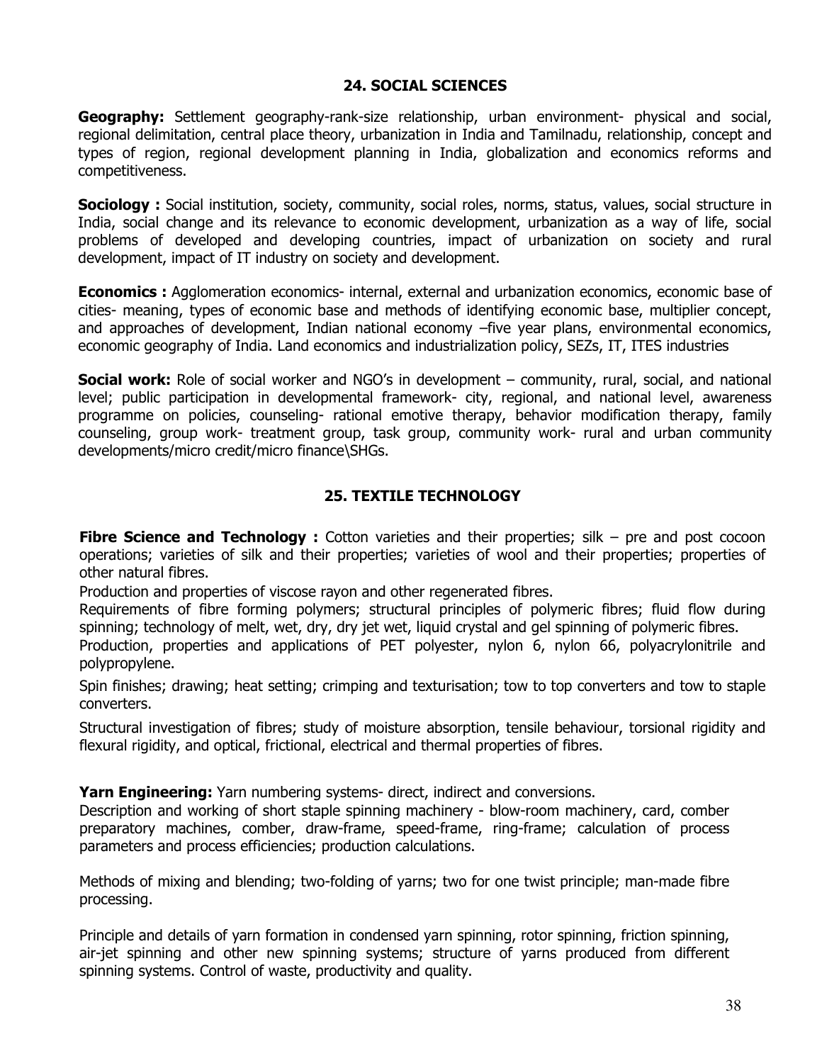## 24. SOCIAL SCIENCES

**Geography:** Settlement geography-rank-size relationship, urban environment- physical and social, regional delimitation, central place theory, urbanization in India and Tamilnadu, relationship, concept and types of region, regional development planning in India, globalization and economics reforms and competitiveness.

**Sociology :** Social institution, society, community, social roles, norms, status, values, social structure in India, social change and its relevance to economic development, urbanization as a way of life, social problems of developed and developing countries, impact of urbanization on society and rural development, impact of IT industry on society and development.

**Economics :** Agglomeration economics- internal, external and urbanization economics, economic base of cities- meaning, types of economic base and methods of identifying economic base, multiplier concept, and approaches of development, Indian national economy –five year plans, environmental economics, economic geography of India. Land economics and industrialization policy, SEZs, IT, ITES industries

**Social work:** Role of social worker and NGO's in development – community, rural, social, and national level; public participation in developmental framework- city, regional, and national level, awareness programme on policies, counseling- rational emotive therapy, behavior modification therapy, family counseling, group work- treatment group, task group, community work- rural and urban community developments/micro credit/micro finance\SHGs.

## 25. TEXTILE TECHNOLOGY

**Fibre Science and Technology :** Cotton varieties and their properties; silk – pre and post cocoon operations; varieties of silk and their properties; varieties of wool and their properties; properties of other natural fibres.

Production and properties of viscose rayon and other regenerated fibres.

Requirements of fibre forming polymers; structural principles of polymeric fibres; fluid flow during spinning; technology of melt, wet, dry, dry jet wet, liquid crystal and gel spinning of polymeric fibres.

Production, properties and applications of PET polyester, nylon 6, nylon 66, polyacrylonitrile and polypropylene.

Spin finishes; drawing; heat setting; crimping and texturisation; tow to top converters and tow to staple converters.

Structural investigation of fibres; study of moisture absorption, tensile behaviour, torsional rigidity and flexural rigidity, and optical, frictional, electrical and thermal properties of fibres.

**Yarn Engineering:** Yarn numbering systems- direct, indirect and conversions.

Description and working of short staple spinning machinery - blow-room machinery, card, comber preparatory machines, comber, draw-frame, speed-frame, ring-frame; calculation of process parameters and process efficiencies; production calculations.

Methods of mixing and blending; two-folding of yarns; two for one twist principle; man-made fibre processing.

Principle and details of yarn formation in condensed yarn spinning, rotor spinning, friction spinning, air-jet spinning and other new spinning systems; structure of yarns produced from different spinning systems. Control of waste, productivity and quality.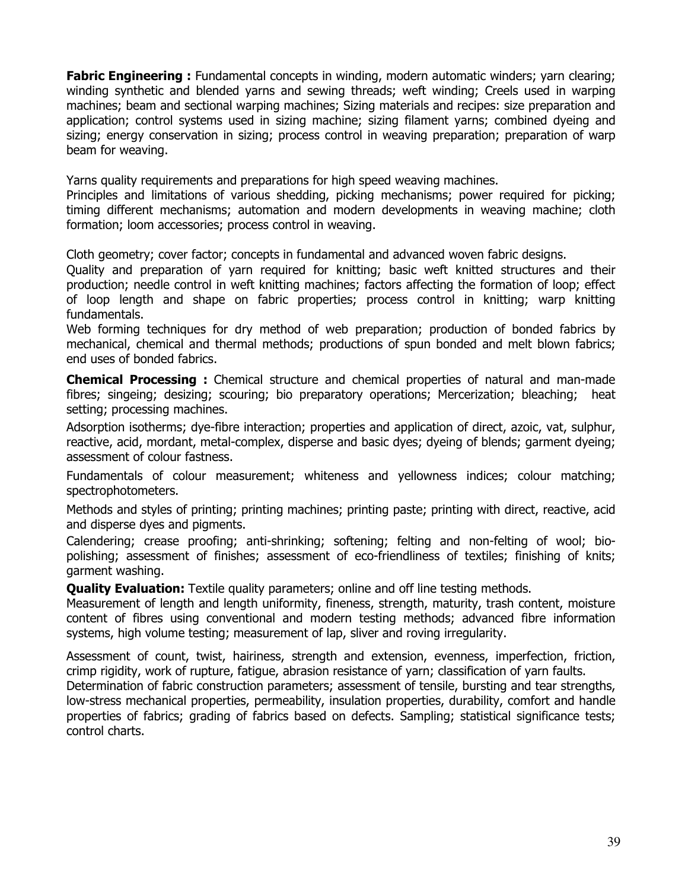**Fabric Engineering :** Fundamental concepts in winding, modern automatic winders; yarn clearing; winding synthetic and blended yarns and sewing threads; weft winding; Creels used in warping machines; beam and sectional warping machines; Sizing materials and recipes: size preparation and application; control systems used in sizing machine; sizing filament yarns; combined dyeing and sizing; energy conservation in sizing; process control in weaving preparation; preparation of warp beam for weaving.

Yarns quality requirements and preparations for high speed weaving machines.
Principles and limitations of various shedding, picking mechanisms; power required for picking; timing different mechanisms; automation and modern developments in weaving machine; cloth formation; loom accessories; process control in weaving.

Cloth geometry; cover factor; concepts in fundamental and advanced woven fabric designs.
Quality and preparation of yarn required for knitting; basic weft knitted structures and their production; needle control in weft knitting machines; factors affecting the formation of loop; effect of loop length and shape on fabric properties; process control in knitting; warp knitting fundamentals.
Web forming techniques for dry method of web preparation; production of bonded fabrics by mechanical, chemical and thermal methods; productions of spun bonded and melt blown fabrics; end uses of bonded fabrics.

**Chemical Processing :** Chemical structure and chemical properties of natural and man-made fibres; singeing; desizing; scouring; bio preparatory operations; Mercerization; bleaching; heat setting; processing machines.

Adsorption isotherms; dye-fibre interaction; properties and application of direct, azoic, vat, sulphur, reactive, acid, mordant, metal-complex, disperse and basic dyes; dyeing of blends; garment dyeing; assessment of colour fastness.

Fundamentals of colour measurement; whiteness and yellowness indices; colour matching; spectrophotometers.

Methods and styles of printing; printing machines; printing paste; printing with direct, reactive, acid and disperse dyes and pigments.

Calendering; crease proofing; anti-shrinking; softening; felting and non-felting of wool; bio-polishing; assessment of finishes; assessment of eco-friendliness of textiles; finishing of knits; garment washing.

**Quality Evaluation:** Textile quality parameters; online and off line testing methods.
Measurement of length and length uniformity, fineness, strength, maturity, trash content, moisture content of fibres using conventional and modern testing methods; advanced fibre information systems, high volume testing; measurement of lap, sliver and roving irregularity.

Assessment of count, twist, hairiness, strength and extension, evenness, imperfection, friction, crimp rigidity, work of rupture, fatigue, abrasion resistance of yarn; classification of yarn faults.
Determination of fabric construction parameters; assessment of tensile, bursting and tear strengths, low-stress mechanical properties, permeability, insulation properties, durability, comfort and handle properties of fabrics; grading of fabrics based on defects. Sampling; statistical significance tests; control charts.